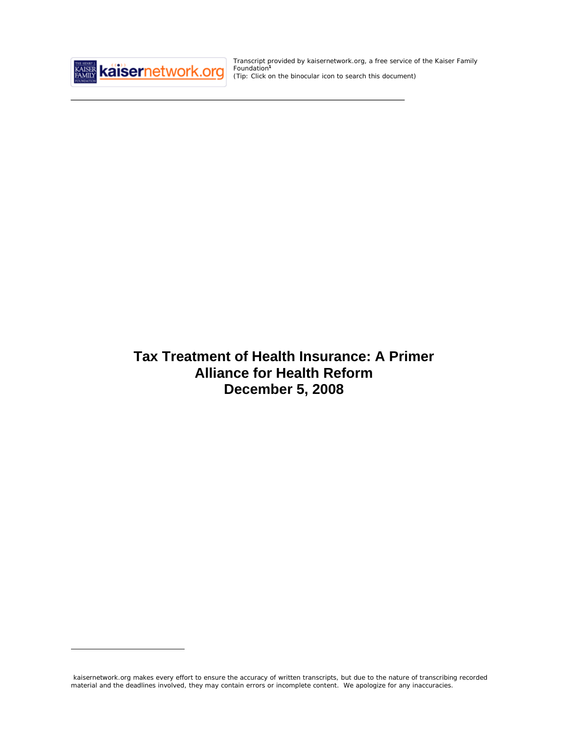Transcript provided by kaisernetwork.org, a free service of the Kaiser Family Foundation[1]
(Tip: Click on the binocular icon to search this document)

# Tax Treatment of Health Insurance: A Primer
# Alliance for Health Reform
# December 5, 2008

[1] kaisernetwork.org makes every effort to ensure the accuracy of written transcripts, but due to the nature of transcribing recorded material and the deadlines involved, they may contain errors or incomplete content. We apologize for any inaccuracies.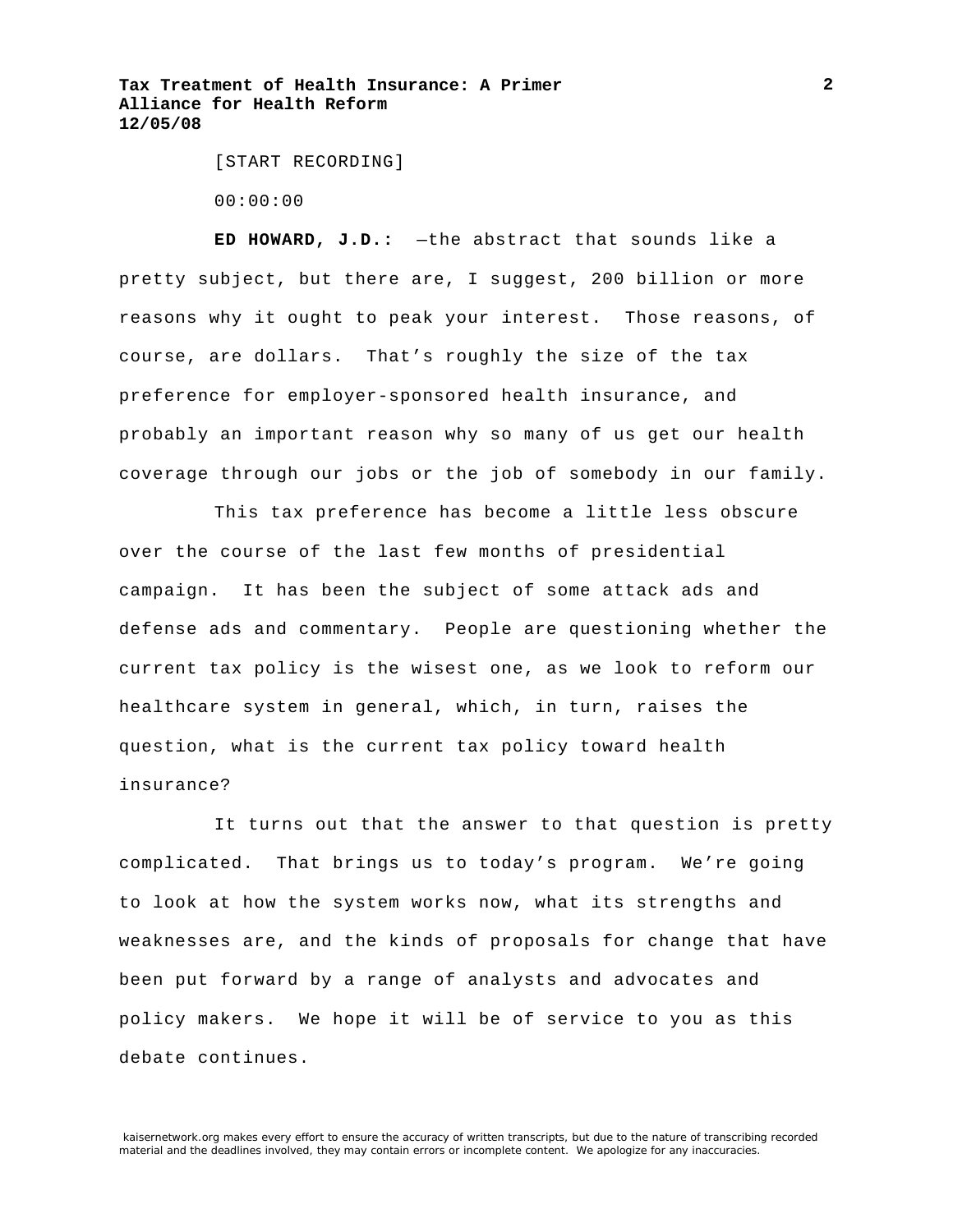[START RECORDING]

00:00:00

**ED HOWARD, J.D.:** —the abstract that sounds like a pretty subject, but there are, I suggest, 200 billion or more reasons why it ought to peak your interest. Those reasons, of course, are dollars. That's roughly the size of the tax preference for employer-sponsored health insurance, and probably an important reason why so many of us get our health coverage through our jobs or the job of somebody in our family.

This tax preference has become a little less obscure over the course of the last few months of presidential campaign. It has been the subject of some attack ads and defense ads and commentary. People are questioning whether the current tax policy is the wisest one, as we look to reform our healthcare system in general, which, in turn, raises the question, what is the current tax policy toward health insurance?

It turns out that the answer to that question is pretty complicated. That brings us to today's program. We're going to look at how the system works now, what its strengths and weaknesses are, and the kinds of proposals for change that have been put forward by a range of analysts and advocates and policy makers. We hope it will be of service to you as this debate continues.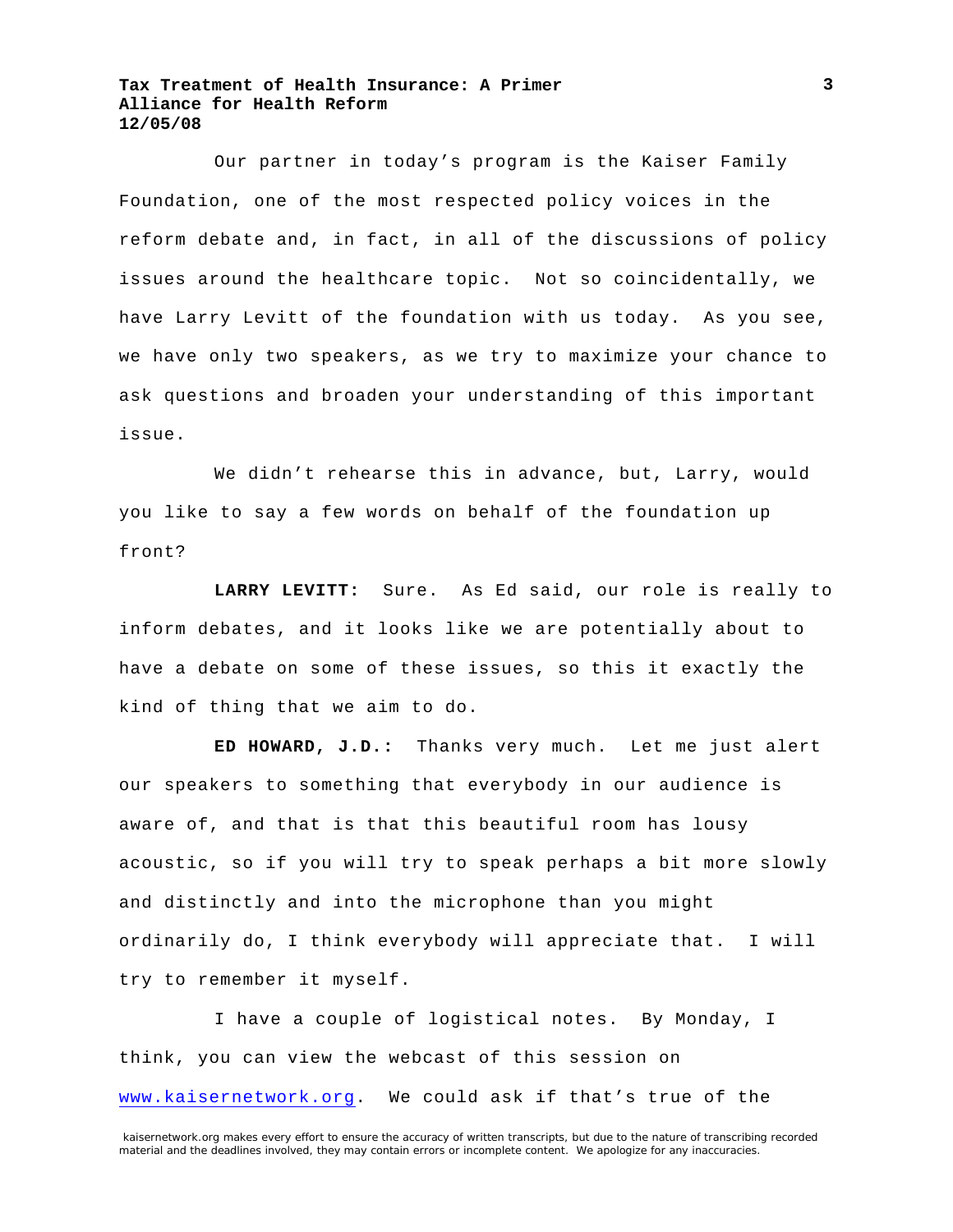Our partner in today's program is the Kaiser Family Foundation, one of the most respected policy voices in the reform debate and, in fact, in all of the discussions of policy issues around the healthcare topic. Not so coincidentally, we have Larry Levitt of the foundation with us today. As you see, we have only two speakers, as we try to maximize your chance to ask questions and broaden your understanding of this important issue.

We didn't rehearse this in advance, but, Larry, would you like to say a few words on behalf of the foundation up front?

**LARRY LEVITT:** Sure. As Ed said, our role is really to inform debates, and it looks like we are potentially about to have a debate on some of these issues, so this it exactly the kind of thing that we aim to do.

**ED HOWARD, J.D.:** Thanks very much. Let me just alert our speakers to something that everybody in our audience is aware of, and that is that this beautiful room has lousy acoustic, so if you will try to speak perhaps a bit more slowly and distinctly and into the microphone than you might ordinarily do, I think everybody will appreciate that. I will try to remember it myself.

I have a couple of logistical notes. By Monday, I think, you can view the webcast of this session on www.kaisernetwork.org. We could ask if that's true of the

kaisernetwork.org makes every effort to ensure the accuracy of written transcripts, but due to the nature of transcribing recorded material and the deadlines involved, they may contain errors or incomplete content. We apologize for any inaccuracies.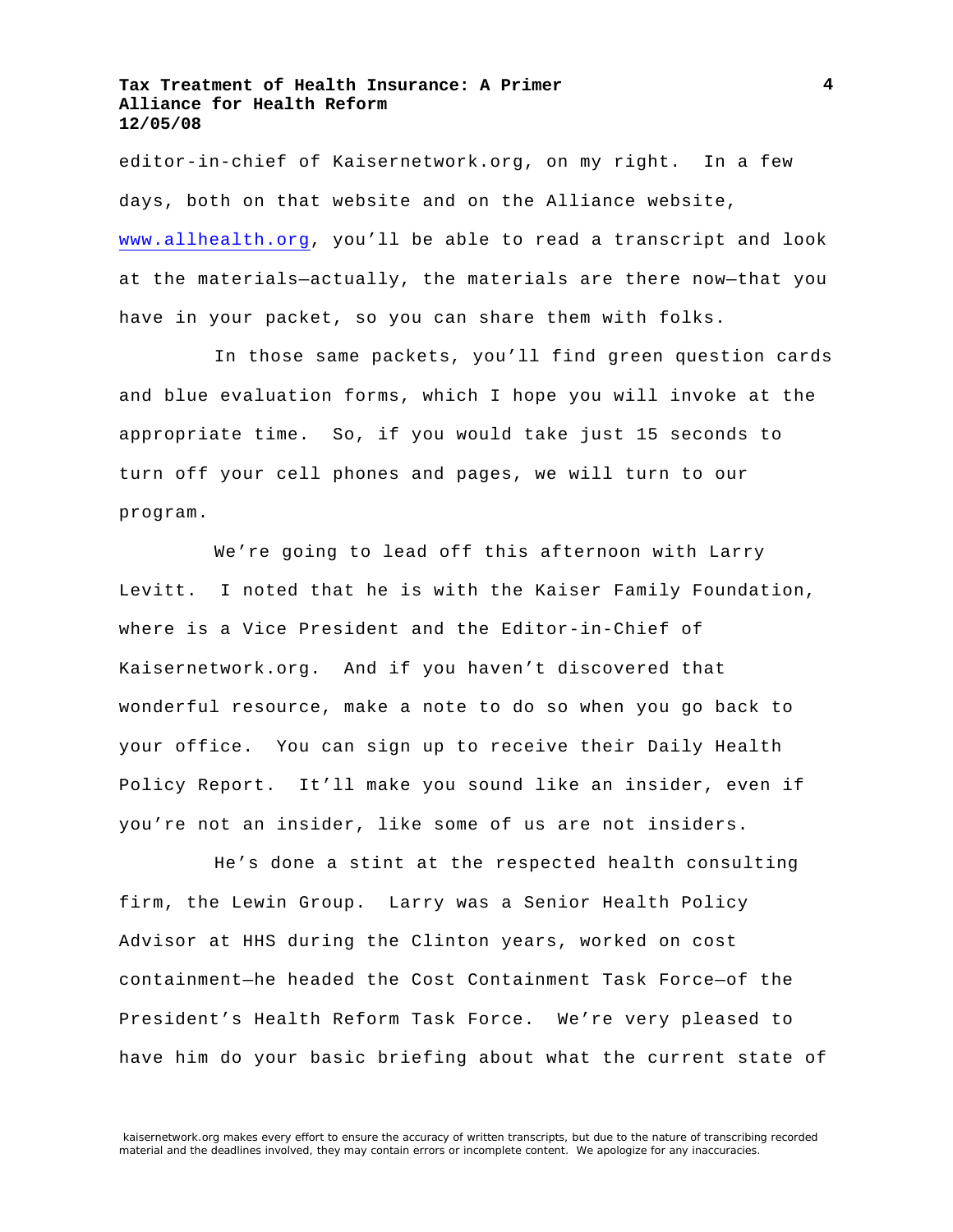editor-in-chief of Kaisernetwork.org, on my right. In a few days, both on that website and on the Alliance website, www.allhealth.org, you'll be able to read a transcript and look at the materials—actually, the materials are there now—that you have in your packet, so you can share them with folks.

In those same packets, you'll find green question cards and blue evaluation forms, which I hope you will invoke at the appropriate time. So, if you would take just 15 seconds to turn off your cell phones and pages, we will turn to our program.

We're going to lead off this afternoon with Larry Levitt. I noted that he is with the Kaiser Family Foundation, where is a Vice President and the Editor-in-Chief of Kaisernetwork.org. And if you haven't discovered that wonderful resource, make a note to do so when you go back to your office. You can sign up to receive their Daily Health Policy Report. It'll make you sound like an insider, even if you're not an insider, like some of us are not insiders.

He's done a stint at the respected health consulting firm, the Lewin Group. Larry was a Senior Health Policy Advisor at HHS during the Clinton years, worked on cost containment—he headed the Cost Containment Task Force—of the President's Health Reform Task Force. We're very pleased to have him do your basic briefing about what the current state of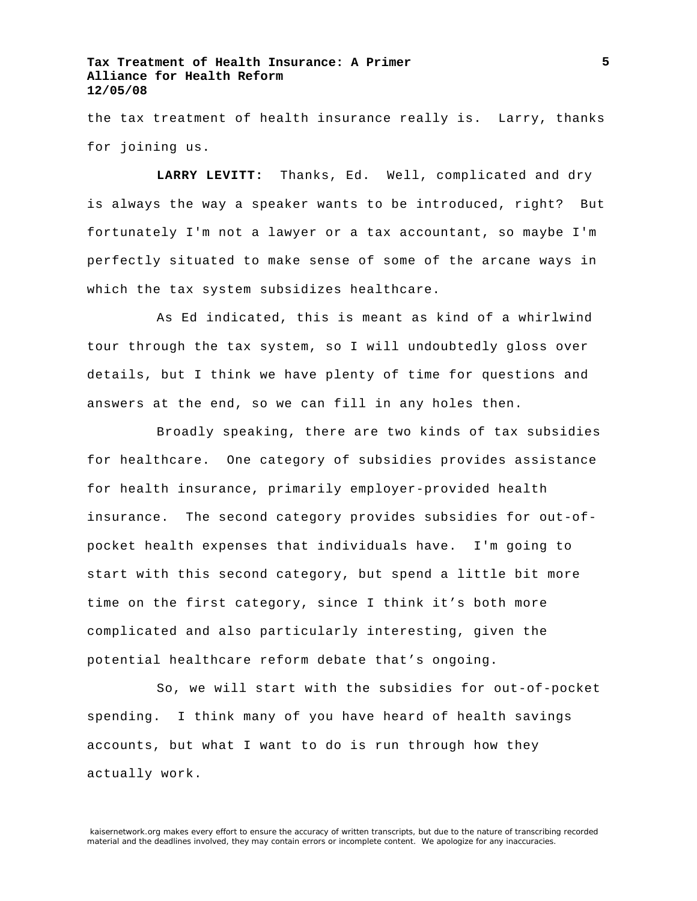the tax treatment of health insurance really is. Larry, thanks for joining us.

**LARRY LEVITT:** Thanks, Ed. Well, complicated and dry is always the way a speaker wants to be introduced, right? But fortunately I'm not a lawyer or a tax accountant, so maybe I'm perfectly situated to make sense of some of the arcane ways in which the tax system subsidizes healthcare.

As Ed indicated, this is meant as kind of a whirlwind tour through the tax system, so I will undoubtedly gloss over details, but I think we have plenty of time for questions and answers at the end, so we can fill in any holes then.

Broadly speaking, there are two kinds of tax subsidies for healthcare. One category of subsidies provides assistance for health insurance, primarily employer-provided health insurance. The second category provides subsidies for out-of-pocket health expenses that individuals have. I'm going to start with this second category, but spend a little bit more time on the first category, since I think it’s both more complicated and also particularly interesting, given the potential healthcare reform debate that’s ongoing.

So, we will start with the subsidies for out-of-pocket spending. I think many of you have heard of health savings accounts, but what I want to do is run through how they actually work.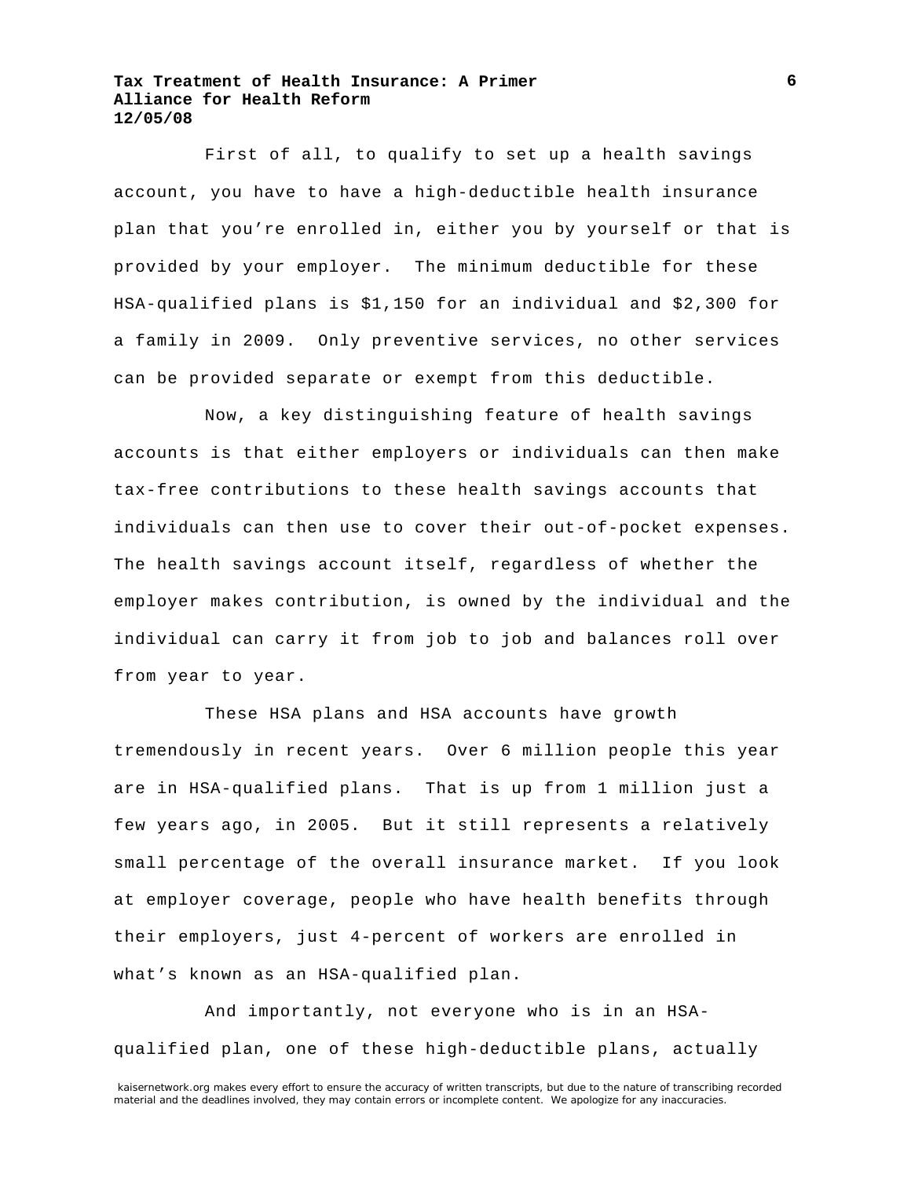First of all, to qualify to set up a health savings account, you have to have a high-deductible health insurance plan that you're enrolled in, either you by yourself or that is provided by your employer. The minimum deductible for these HSA-qualified plans is $1,150 for an individual and $2,300 for a family in 2009. Only preventive services, no other services can be provided separate or exempt from this deductible.

Now, a key distinguishing feature of health savings accounts is that either employers or individuals can then make tax-free contributions to these health savings accounts that individuals can then use to cover their out-of-pocket expenses. The health savings account itself, regardless of whether the employer makes contribution, is owned by the individual and the individual can carry it from job to job and balances roll over from year to year.

These HSA plans and HSA accounts have growth tremendously in recent years. Over 6 million people this year are in HSA-qualified plans. That is up from 1 million just a few years ago, in 2005. But it still represents a relatively small percentage of the overall insurance market. If you look at employer coverage, people who have health benefits through their employers, just 4-percent of workers are enrolled in what's known as an HSA-qualified plan.

And importantly, not everyone who is in an HSA-qualified plan, one of these high-deductible plans, actually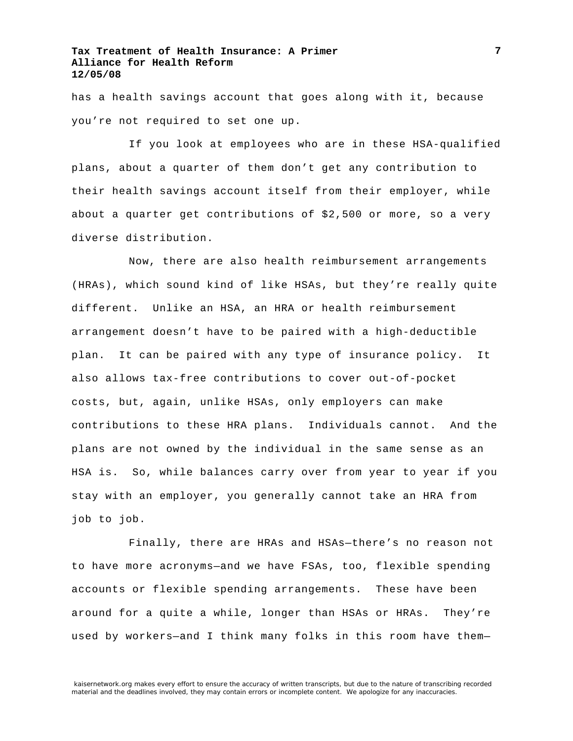has a health savings account that goes along with it, because you're not required to set one up.

If you look at employees who are in these HSA-qualified plans, about a quarter of them don't get any contribution to their health savings account itself from their employer, while about a quarter get contributions of $2,500 or more, so a very diverse distribution.

Now, there are also health reimbursement arrangements (HRAs), which sound kind of like HSAs, but they're really quite different. Unlike an HSA, an HRA or health reimbursement arrangement doesn't have to be paired with a high-deductible plan. It can be paired with any type of insurance policy. It also allows tax-free contributions to cover out-of-pocket costs, but, again, unlike HSAs, only employers can make contributions to these HRA plans. Individuals cannot. And the plans are not owned by the individual in the same sense as an HSA is. So, while balances carry over from year to year if you stay with an employer, you generally cannot take an HRA from job to job.

Finally, there are HRAs and HSAs—there's no reason not to have more acronyms—and we have FSAs, too, flexible spending accounts or flexible spending arrangements. These have been around for a quite a while, longer than HSAs or HRAs. They're used by workers—and I think many folks in this room have them—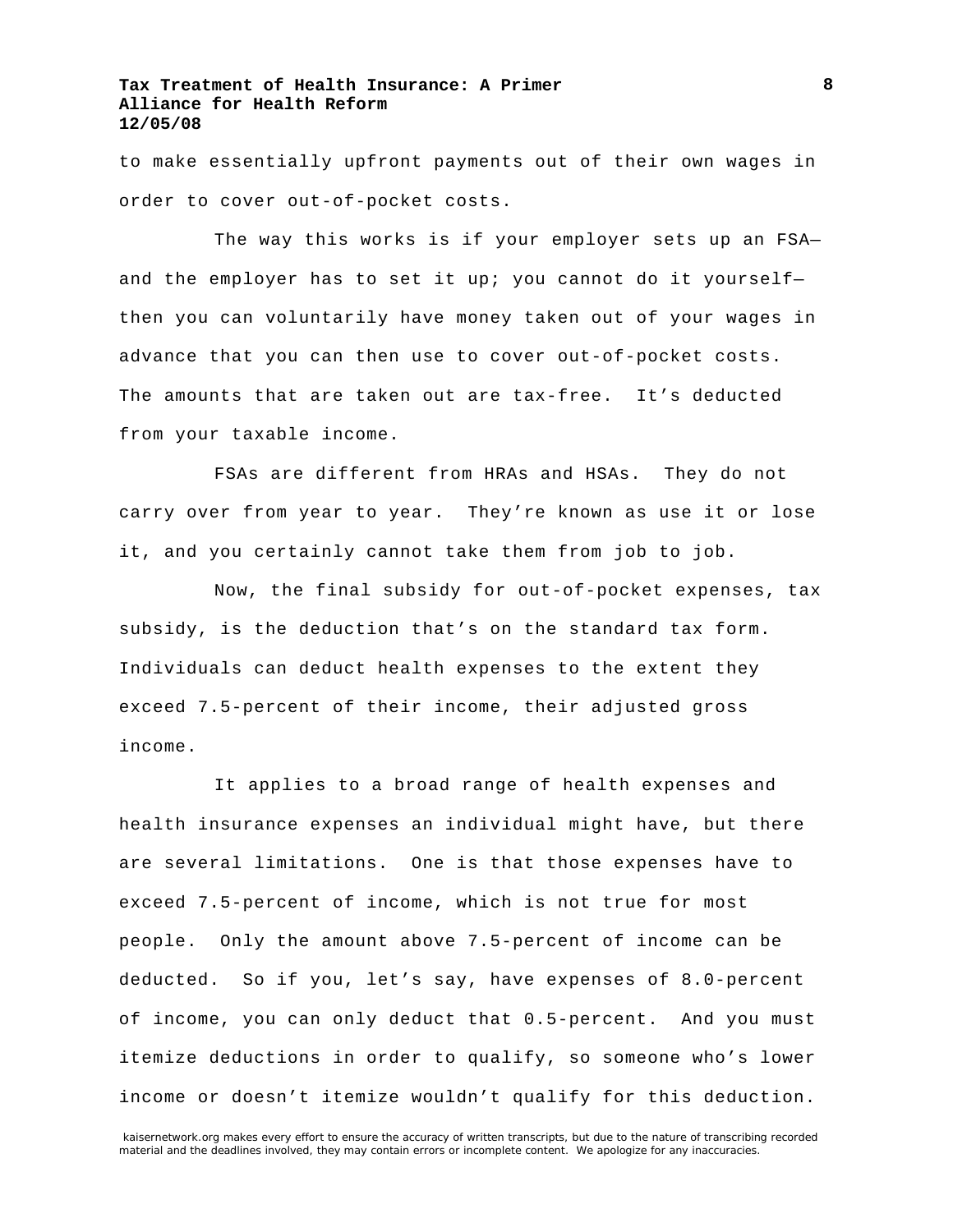to make essentially upfront payments out of their own wages in order to cover out-of-pocket costs.

The way this works is if your employer sets up an FSA—and the employer has to set it up; you cannot do it yourself—then you can voluntarily have money taken out of your wages in advance that you can then use to cover out-of-pocket costs. The amounts that are taken out are tax-free. It's deducted from your taxable income.

FSAs are different from HRAs and HSAs. They do not carry over from year to year. They're known as use it or lose it, and you certainly cannot take them from job to job.

Now, the final subsidy for out-of-pocket expenses, tax subsidy, is the deduction that's on the standard tax form. Individuals can deduct health expenses to the extent they exceed 7.5-percent of their income, their adjusted gross income.

It applies to a broad range of health expenses and health insurance expenses an individual might have, but there are several limitations. One is that those expenses have to exceed 7.5-percent of income, which is not true for most people. Only the amount above 7.5-percent of income can be deducted. So if you, let's say, have expenses of 8.0-percent of income, you can only deduct that 0.5-percent. And you must itemize deductions in order to qualify, so someone who's lower income or doesn't itemize wouldn't qualify for this deduction.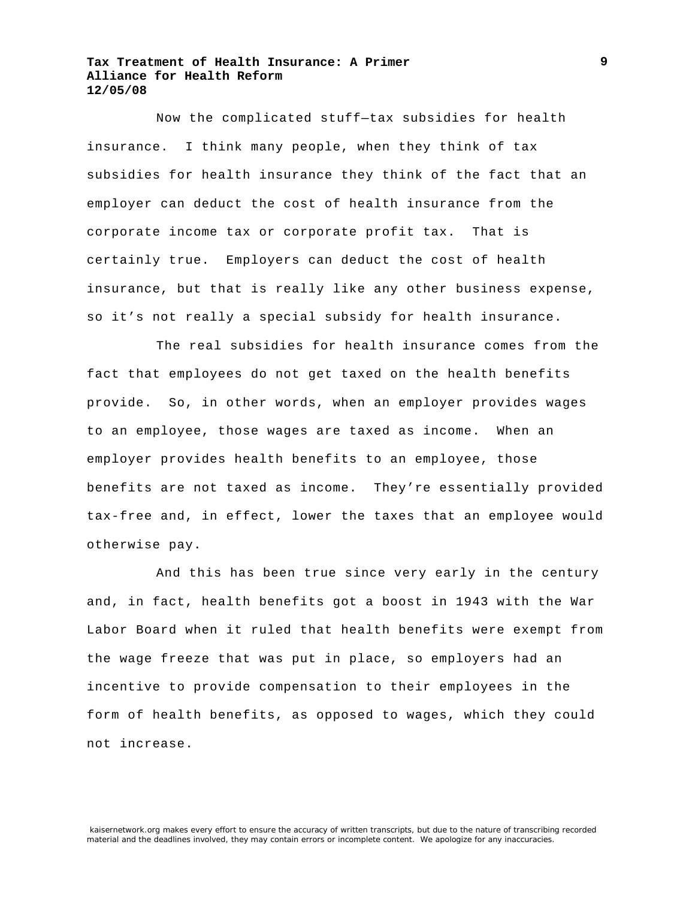Now the complicated stuff—tax subsidies for health insurance. I think many people, when they think of tax subsidies for health insurance they think of the fact that an employer can deduct the cost of health insurance from the corporate income tax or corporate profit tax. That is certainly true. Employers can deduct the cost of health insurance, but that is really like any other business expense, so it's not really a special subsidy for health insurance.

The real subsidies for health insurance comes from the fact that employees do not get taxed on the health benefits provide. So, in other words, when an employer provides wages to an employee, those wages are taxed as income. When an employer provides health benefits to an employee, those benefits are not taxed as income. They're essentially provided tax-free and, in effect, lower the taxes that an employee would otherwise pay.

And this has been true since very early in the century and, in fact, health benefits got a boost in 1943 with the War Labor Board when it ruled that health benefits were exempt from the wage freeze that was put in place, so employers had an incentive to provide compensation to their employees in the form of health benefits, as opposed to wages, which they could not increase.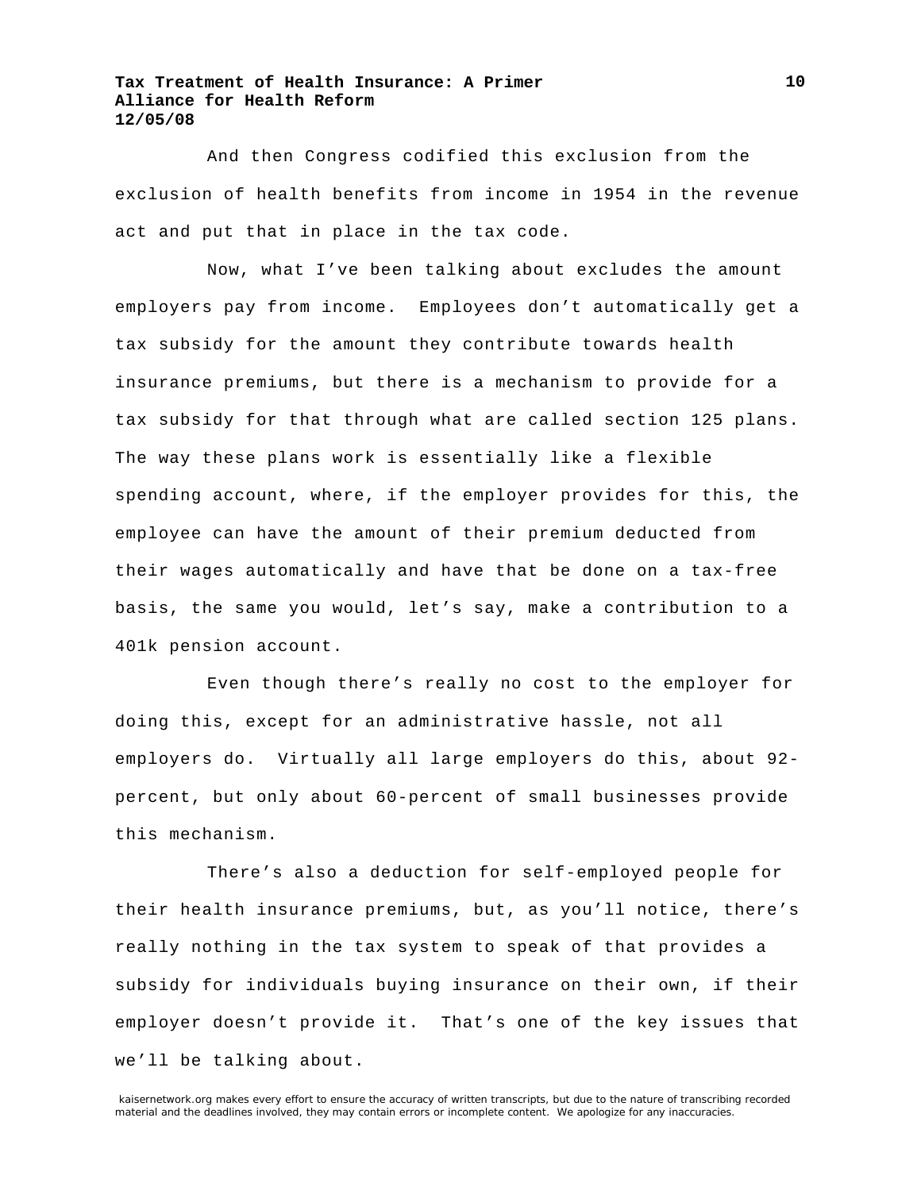And then Congress codified this exclusion from the exclusion of health benefits from income in 1954 in the revenue act and put that in place in the tax code.

Now, what I've been talking about excludes the amount employers pay from income. Employees don't automatically get a tax subsidy for the amount they contribute towards health insurance premiums, but there is a mechanism to provide for a tax subsidy for that through what are called section 125 plans. The way these plans work is essentially like a flexible spending account, where, if the employer provides for this, the employee can have the amount of their premium deducted from their wages automatically and have that be done on a tax-free basis, the same you would, let's say, make a contribution to a 401k pension account.

Even though there's really no cost to the employer for doing this, except for an administrative hassle, not all employers do. Virtually all large employers do this, about 92-percent, but only about 60-percent of small businesses provide this mechanism.

There's also a deduction for self-employed people for their health insurance premiums, but, as you'll notice, there's really nothing in the tax system to speak of that provides a subsidy for individuals buying insurance on their own, if their employer doesn't provide it. That's one of the key issues that we'll be talking about.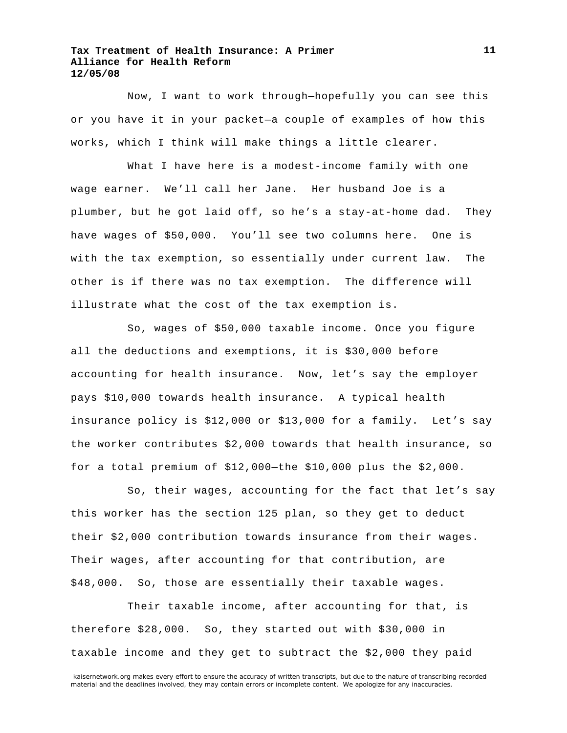Now, I want to work through—hopefully you can see this or you have it in your packet—a couple of examples of how this works, which I think will make things a little clearer.

What I have here is a modest-income family with one wage earner. We'll call her Jane. Her husband Joe is a plumber, but he got laid off, so he's a stay-at-home dad. They have wages of $50,000. You'll see two columns here. One is with the tax exemption, so essentially under current law. The other is if there was no tax exemption. The difference will illustrate what the cost of the tax exemption is.

So, wages of $50,000 taxable income. Once you figure all the deductions and exemptions, it is $30,000 before accounting for health insurance. Now, let's say the employer pays $10,000 towards health insurance. A typical health insurance policy is $12,000 or $13,000 for a family. Let's say the worker contributes $2,000 towards that health insurance, so for a total premium of $12,000—the $10,000 plus the $2,000.

So, their wages, accounting for the fact that let's say this worker has the section 125 plan, so they get to deduct their $2,000 contribution towards insurance from their wages. Their wages, after accounting for that contribution, are $48,000. So, those are essentially their taxable wages.

Their taxable income, after accounting for that, is therefore $28,000. So, they started out with $30,000 in taxable income and they get to subtract the $2,000 they paid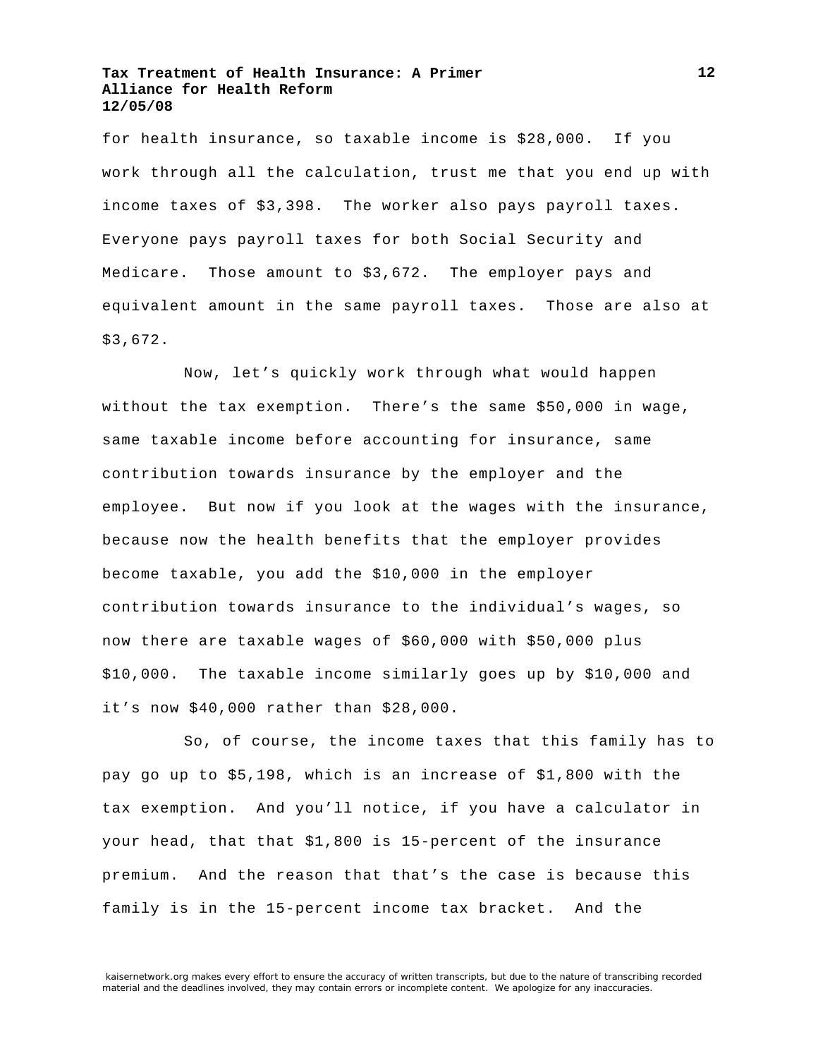for health insurance, so taxable income is $28,000. If you work through all the calculation, trust me that you end up with income taxes of $3,398. The worker also pays payroll taxes. Everyone pays payroll taxes for both Social Security and Medicare. Those amount to $3,672. The employer pays and equivalent amount in the same payroll taxes. Those are also at $3,672.

Now, let's quickly work through what would happen without the tax exemption. There's the same $50,000 in wage, same taxable income before accounting for insurance, same contribution towards insurance by the employer and the employee. But now if you look at the wages with the insurance, because now the health benefits that the employer provides become taxable, you add the $10,000 in the employer contribution towards insurance to the individual's wages, so now there are taxable wages of $60,000 with $50,000 plus $10,000. The taxable income similarly goes up by $10,000 and it's now $40,000 rather than $28,000.

So, of course, the income taxes that this family has to pay go up to $5,198, which is an increase of $1,800 with the tax exemption. And you'll notice, if you have a calculator in your head, that that $1,800 is 15-percent of the insurance premium. And the reason that that's the case is because this family is in the 15-percent income tax bracket. And the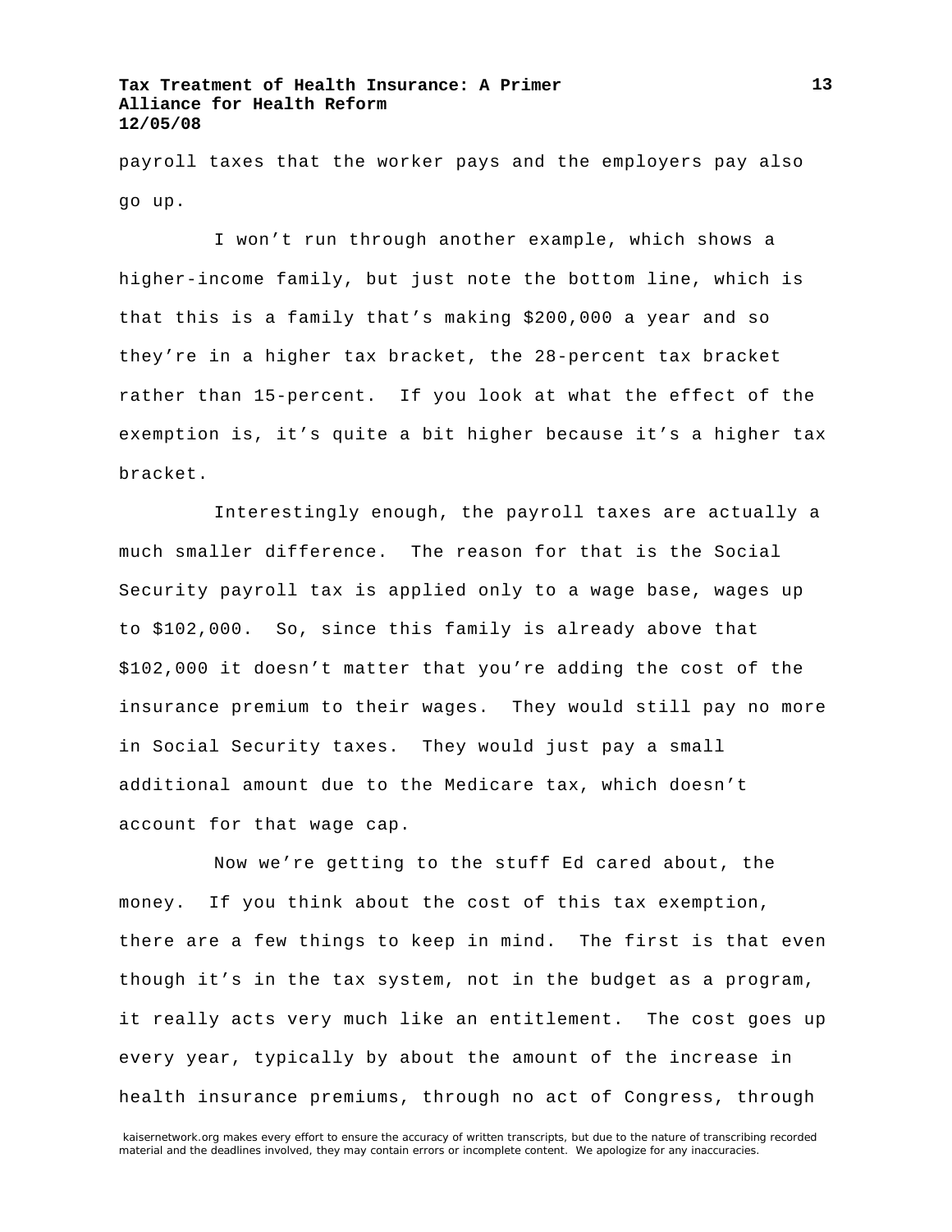payroll taxes that the worker pays and the employers pay also go up.

I won't run through another example, which shows a higher-income family, but just note the bottom line, which is that this is a family that's making $200,000 a year and so they're in a higher tax bracket, the 28-percent tax bracket rather than 15-percent. If you look at what the effect of the exemption is, it's quite a bit higher because it's a higher tax bracket.

Interestingly enough, the payroll taxes are actually a much smaller difference. The reason for that is the Social Security payroll tax is applied only to a wage base, wages up to $102,000. So, since this family is already above that $102,000 it doesn't matter that you're adding the cost of the insurance premium to their wages. They would still pay no more in Social Security taxes. They would just pay a small additional amount due to the Medicare tax, which doesn't account for that wage cap.

Now we're getting to the stuff Ed cared about, the money. If you think about the cost of this tax exemption, there are a few things to keep in mind. The first is that even though it's in the tax system, not in the budget as a program, it really acts very much like an entitlement. The cost goes up every year, typically by about the amount of the increase in health insurance premiums, through no act of Congress, through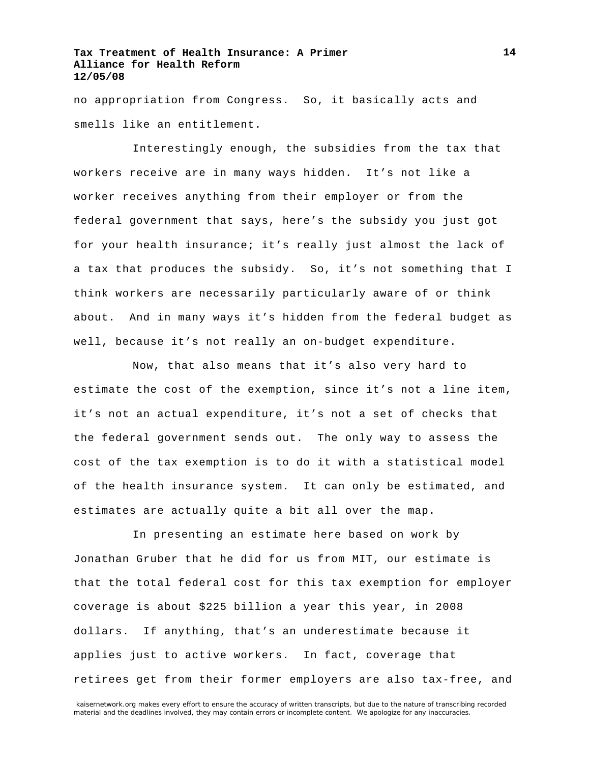no appropriation from Congress. So, it basically acts and smells like an entitlement.

Interestingly enough, the subsidies from the tax that workers receive are in many ways hidden. It's not like a worker receives anything from their employer or from the federal government that says, here's the subsidy you just got for your health insurance; it's really just almost the lack of a tax that produces the subsidy. So, it's not something that I think workers are necessarily particularly aware of or think about. And in many ways it's hidden from the federal budget as well, because it's not really an on-budget expenditure.

Now, that also means that it's also very hard to estimate the cost of the exemption, since it's not a line item, it's not an actual expenditure, it's not a set of checks that the federal government sends out. The only way to assess the cost of the tax exemption is to do it with a statistical model of the health insurance system. It can only be estimated, and estimates are actually quite a bit all over the map.

In presenting an estimate here based on work by Jonathan Gruber that he did for us from MIT, our estimate is that the total federal cost for this tax exemption for employer coverage is about $225 billion a year this year, in 2008 dollars. If anything, that's an underestimate because it applies just to active workers. In fact, coverage that retirees get from their former employers are also tax-free, and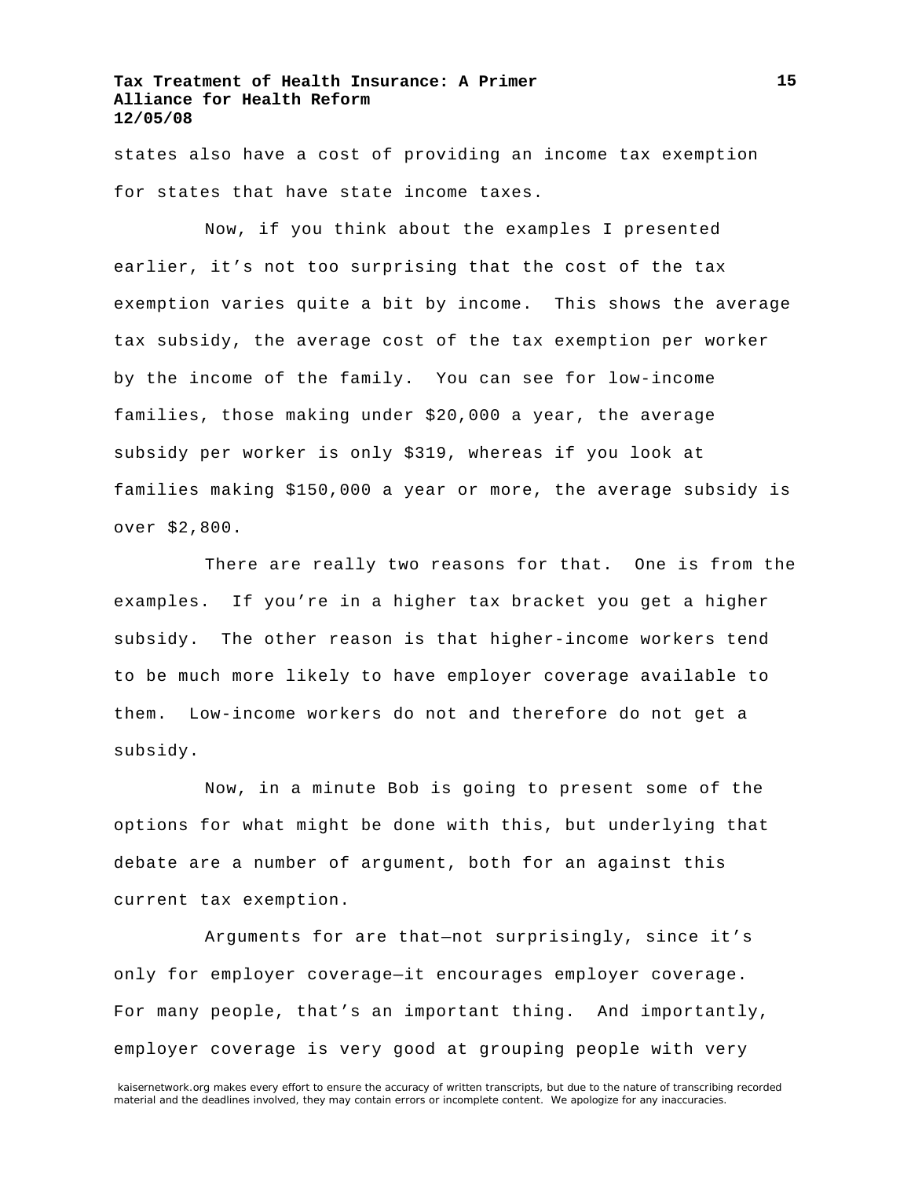states also have a cost of providing an income tax exemption for states that have state income taxes.

Now, if you think about the examples I presented earlier, it's not too surprising that the cost of the tax exemption varies quite a bit by income. This shows the average tax subsidy, the average cost of the tax exemption per worker by the income of the family. You can see for low-income families, those making under $20,000 a year, the average subsidy per worker is only $319, whereas if you look at families making $150,000 a year or more, the average subsidy is over $2,800.

There are really two reasons for that. One is from the examples. If you're in a higher tax bracket you get a higher subsidy. The other reason is that higher-income workers tend to be much more likely to have employer coverage available to them. Low-income workers do not and therefore do not get a subsidy.

Now, in a minute Bob is going to present some of the options for what might be done with this, but underlying that debate are a number of argument, both for an against this current tax exemption.

Arguments for are that—not surprisingly, since it's only for employer coverage—it encourages employer coverage. For many people, that's an important thing. And importantly, employer coverage is very good at grouping people with very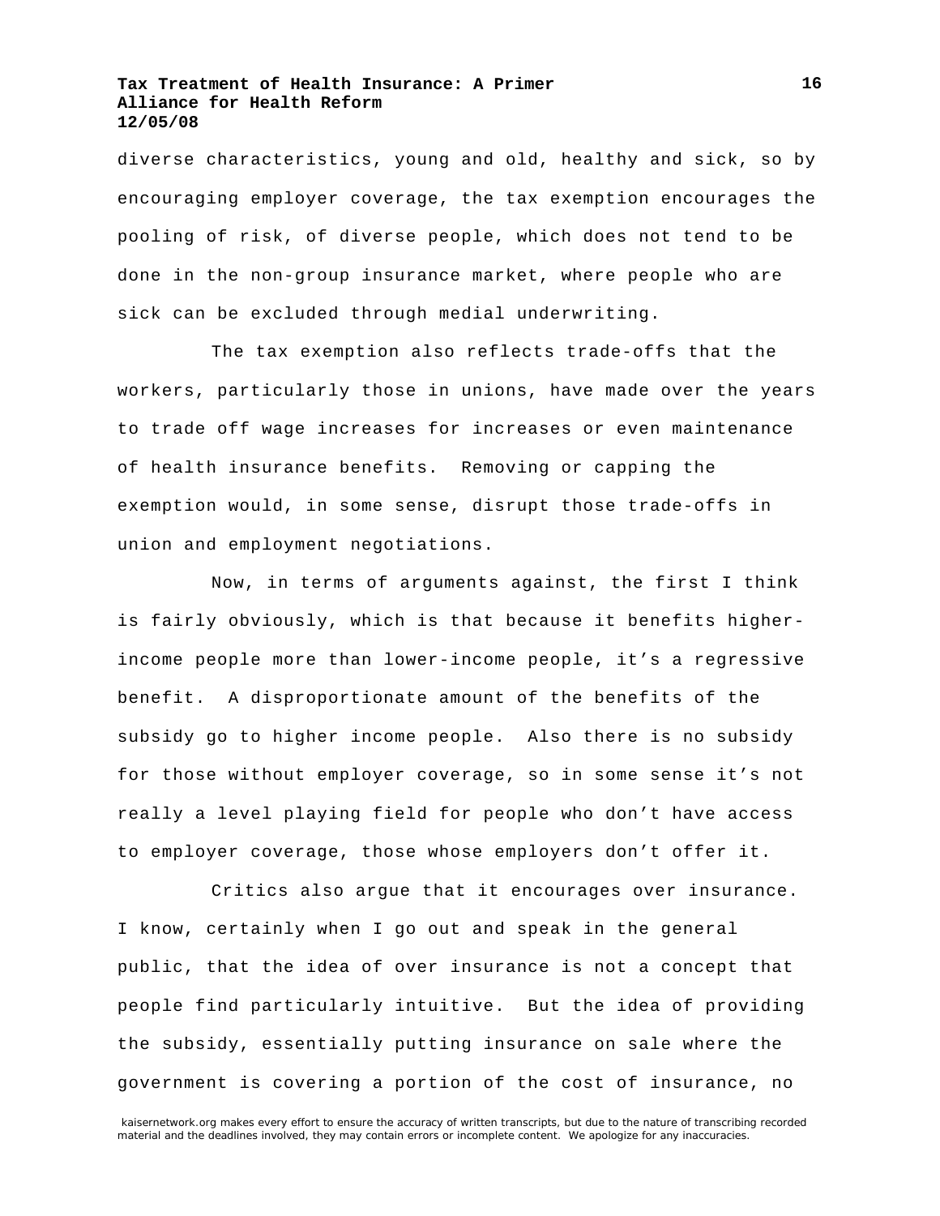diverse characteristics, young and old, healthy and sick, so by encouraging employer coverage, the tax exemption encourages the pooling of risk, of diverse people, which does not tend to be done in the non-group insurance market, where people who are sick can be excluded through medial underwriting.

The tax exemption also reflects trade-offs that the workers, particularly those in unions, have made over the years to trade off wage increases for increases or even maintenance of health insurance benefits. Removing or capping the exemption would, in some sense, disrupt those trade-offs in union and employment negotiations.

Now, in terms of arguments against, the first I think is fairly obviously, which is that because it benefits higher-income people more than lower-income people, it's a regressive benefit. A disproportionate amount of the benefits of the subsidy go to higher income people. Also there is no subsidy for those without employer coverage, so in some sense it's not really a level playing field for people who don't have access to employer coverage, those whose employers don't offer it.

Critics also argue that it encourages over insurance. I know, certainly when I go out and speak in the general public, that the idea of over insurance is not a concept that people find particularly intuitive. But the idea of providing the subsidy, essentially putting insurance on sale where the government is covering a portion of the cost of insurance, no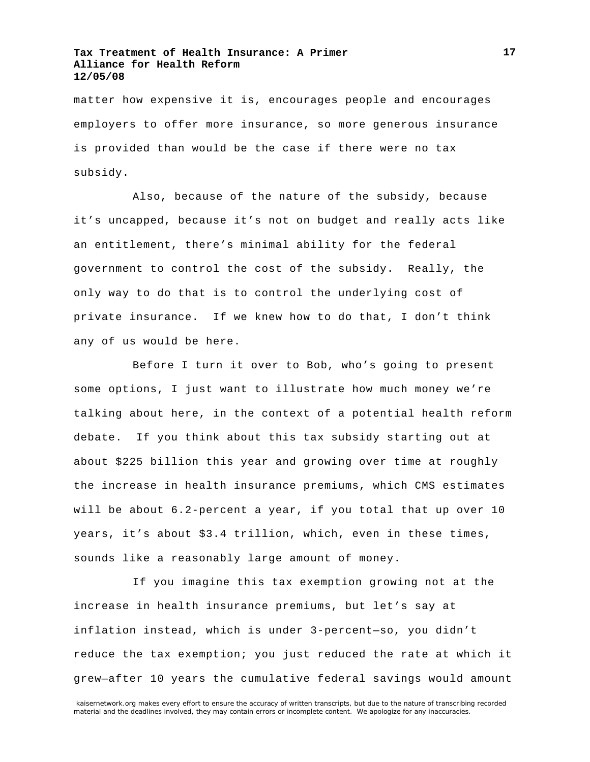matter how expensive it is, encourages people and encourages employers to offer more insurance, so more generous insurance is provided than would be the case if there were no tax subsidy.

Also, because of the nature of the subsidy, because it's uncapped, because it's not on budget and really acts like an entitlement, there's minimal ability for the federal government to control the cost of the subsidy. Really, the only way to do that is to control the underlying cost of private insurance. If we knew how to do that, I don't think any of us would be here.

Before I turn it over to Bob, who's going to present some options, I just want to illustrate how much money we're talking about here, in the context of a potential health reform debate. If you think about this tax subsidy starting out at about $225 billion this year and growing over time at roughly the increase in health insurance premiums, which CMS estimates will be about 6.2-percent a year, if you total that up over 10 years, it's about $3.4 trillion, which, even in these times, sounds like a reasonably large amount of money.

If you imagine this tax exemption growing not at the increase in health insurance premiums, but let's say at inflation instead, which is under 3-percent—so, you didn't reduce the tax exemption; you just reduced the rate at which it grew—after 10 years the cumulative federal savings would amount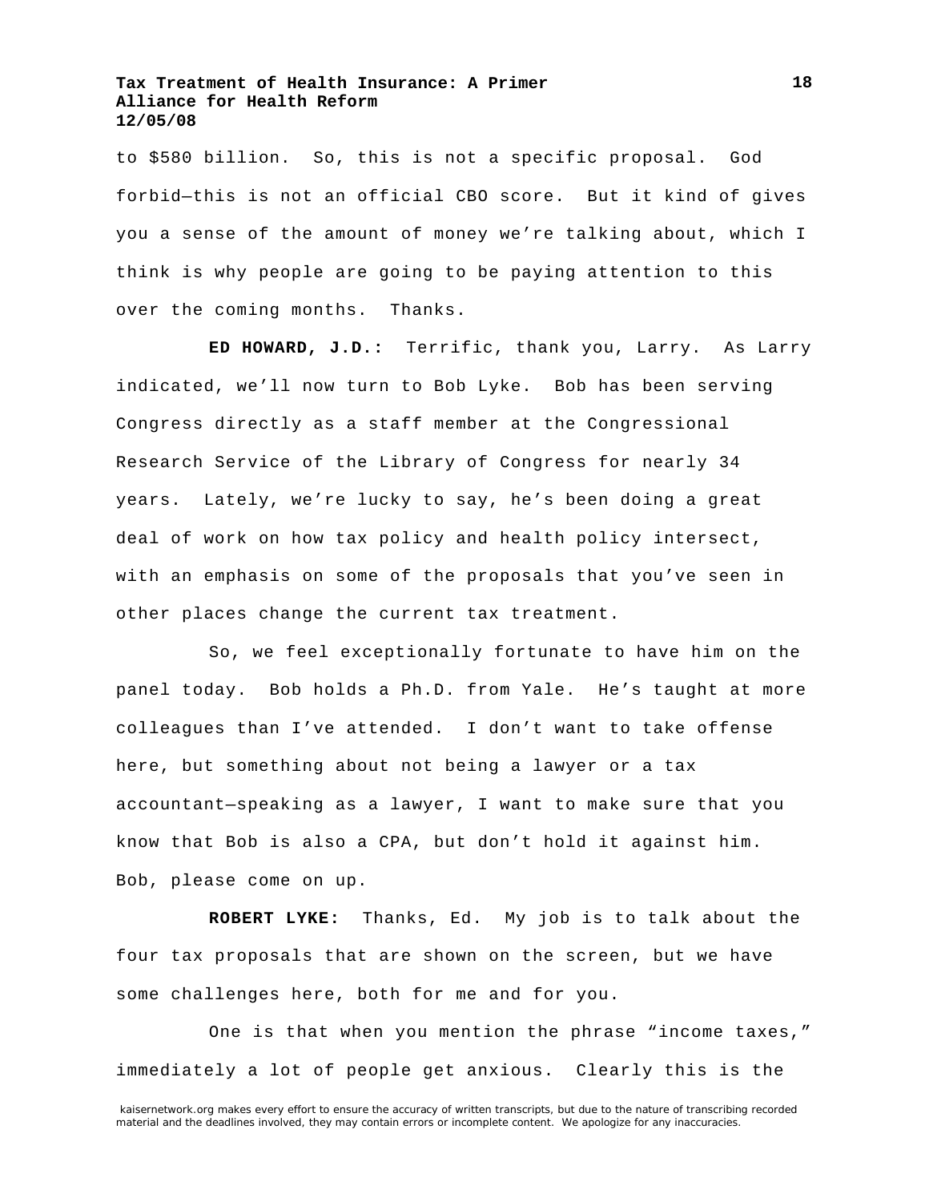to $580 billion. So, this is not a specific proposal. God forbid—this is not an official CBO score. But it kind of gives you a sense of the amount of money we're talking about, which I think is why people are going to be paying attention to this over the coming months. Thanks.

**ED HOWARD, J.D.:** Terrific, thank you, Larry. As Larry indicated, we'll now turn to Bob Lyke. Bob has been serving Congress directly as a staff member at the Congressional Research Service of the Library of Congress for nearly 34 years. Lately, we're lucky to say, he's been doing a great deal of work on how tax policy and health policy intersect, with an emphasis on some of the proposals that you've seen in other places change the current tax treatment.

So, we feel exceptionally fortunate to have him on the panel today. Bob holds a Ph.D. from Yale. He's taught at more colleagues than I've attended. I don't want to take offense here, but something about not being a lawyer or a tax accountant—speaking as a lawyer, I want to make sure that you know that Bob is also a CPA, but don't hold it against him. Bob, please come on up.

**ROBERT LYKE:** Thanks, Ed. My job is to talk about the four tax proposals that are shown on the screen, but we have some challenges here, both for me and for you.

One is that when you mention the phrase "income taxes," immediately a lot of people get anxious. Clearly this is the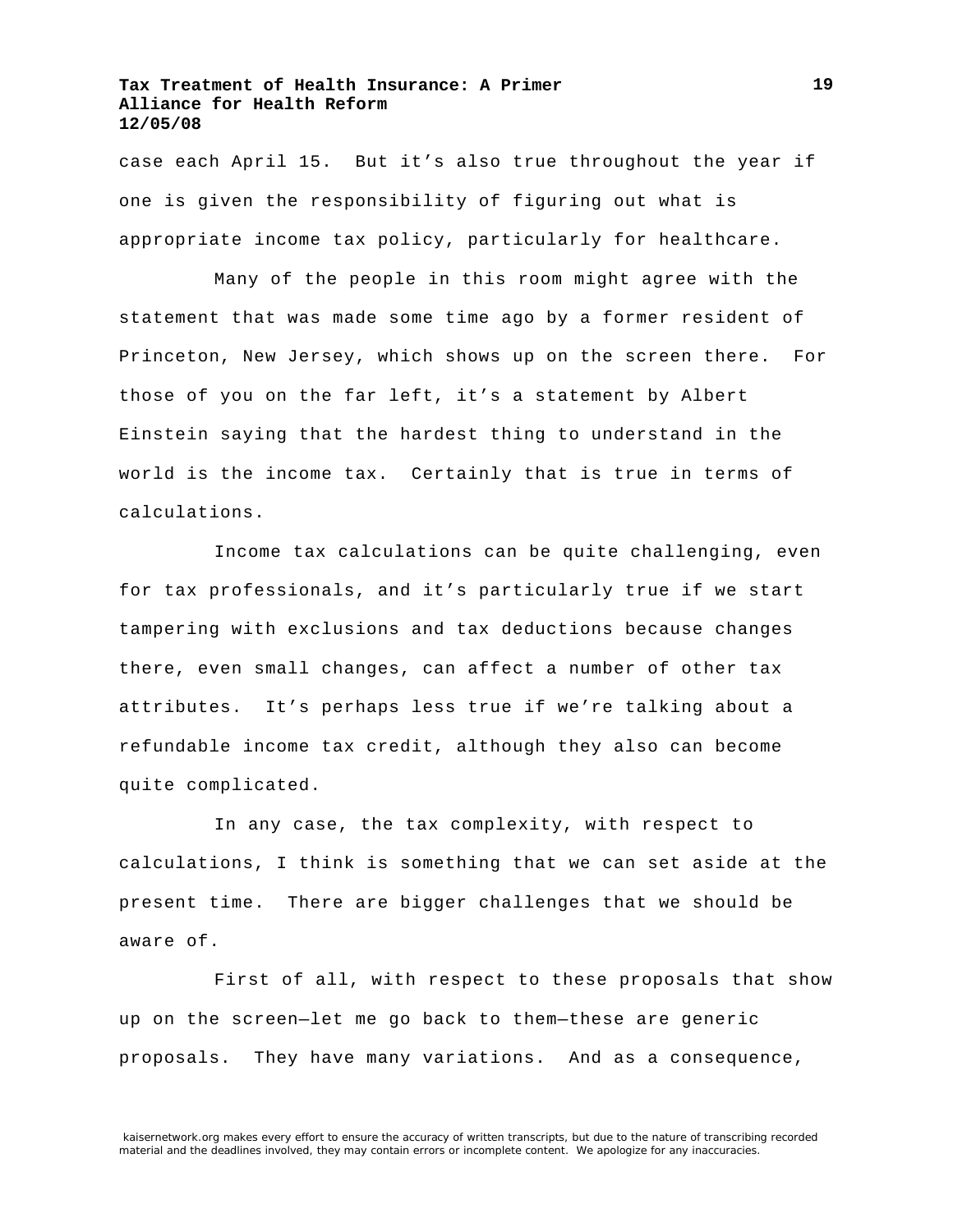case each April 15. But it's also true throughout the year if one is given the responsibility of figuring out what is appropriate income tax policy, particularly for healthcare.

Many of the people in this room might agree with the statement that was made some time ago by a former resident of Princeton, New Jersey, which shows up on the screen there. For those of you on the far left, it's a statement by Albert Einstein saying that the hardest thing to understand in the world is the income tax. Certainly that is true in terms of calculations.

Income tax calculations can be quite challenging, even for tax professionals, and it's particularly true if we start tampering with exclusions and tax deductions because changes there, even small changes, can affect a number of other tax attributes. It's perhaps less true if we're talking about a refundable income tax credit, although they also can become quite complicated.

In any case, the tax complexity, with respect to calculations, I think is something that we can set aside at the present time. There are bigger challenges that we should be aware of.

First of all, with respect to these proposals that show up on the screen—let me go back to them—these are generic proposals. They have many variations. And as a consequence,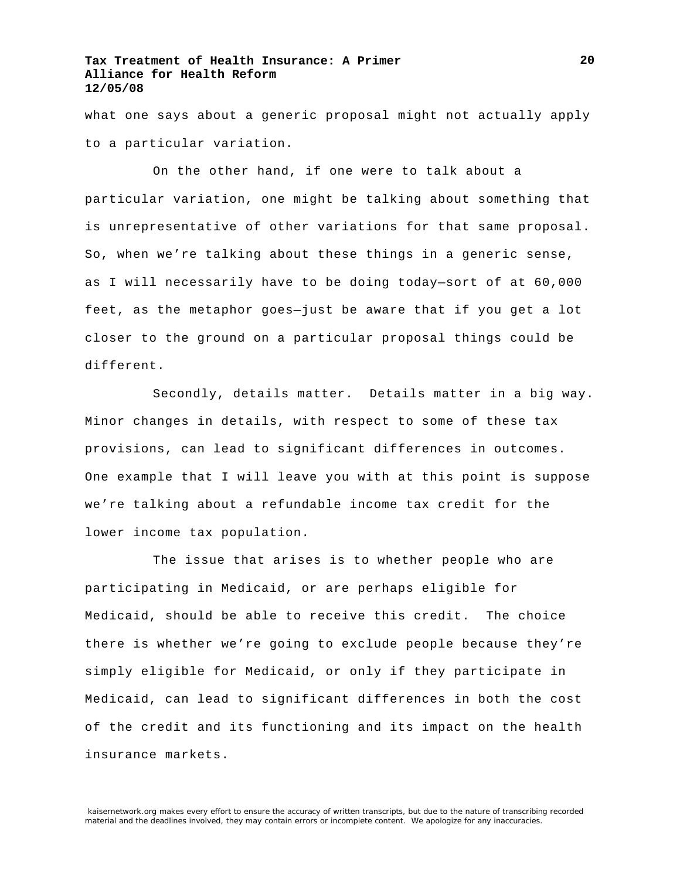what one says about a generic proposal might not actually apply to a particular variation.

On the other hand, if one were to talk about a particular variation, one might be talking about something that is unrepresentative of other variations for that same proposal. So, when we're talking about these things in a generic sense, as I will necessarily have to be doing today—sort of at 60,000 feet, as the metaphor goes—just be aware that if you get a lot closer to the ground on a particular proposal things could be different.

Secondly, details matter. Details matter in a big way. Minor changes in details, with respect to some of these tax provisions, can lead to significant differences in outcomes. One example that I will leave you with at this point is suppose we're talking about a refundable income tax credit for the lower income tax population.

The issue that arises is to whether people who are participating in Medicaid, or are perhaps eligible for Medicaid, should be able to receive this credit. The choice there is whether we're going to exclude people because they're simply eligible for Medicaid, or only if they participate in Medicaid, can lead to significant differences in both the cost of the credit and its functioning and its impact on the health insurance markets.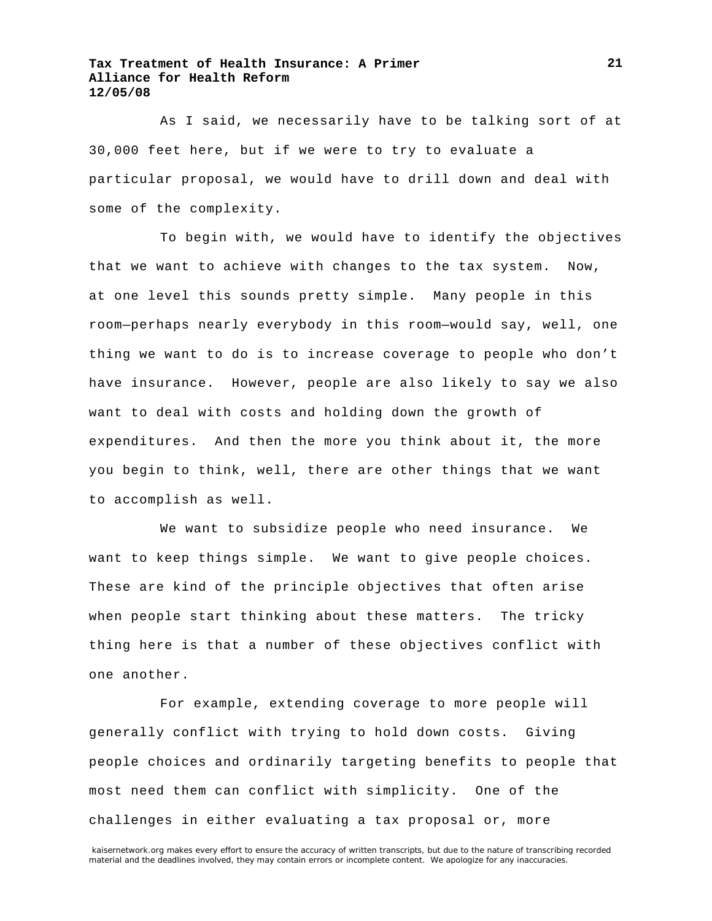As I said, we necessarily have to be talking sort of at 30,000 feet here, but if we were to try to evaluate a particular proposal, we would have to drill down and deal with some of the complexity.

To begin with, we would have to identify the objectives that we want to achieve with changes to the tax system. Now, at one level this sounds pretty simple. Many people in this room—perhaps nearly everybody in this room—would say, well, one thing we want to do is to increase coverage to people who don't have insurance. However, people are also likely to say we also want to deal with costs and holding down the growth of expenditures. And then the more you think about it, the more you begin to think, well, there are other things that we want to accomplish as well.

We want to subsidize people who need insurance. We want to keep things simple. We want to give people choices. These are kind of the principle objectives that often arise when people start thinking about these matters. The tricky thing here is that a number of these objectives conflict with one another.

For example, extending coverage to more people will generally conflict with trying to hold down costs. Giving people choices and ordinarily targeting benefits to people that most need them can conflict with simplicity. One of the challenges in either evaluating a tax proposal or, more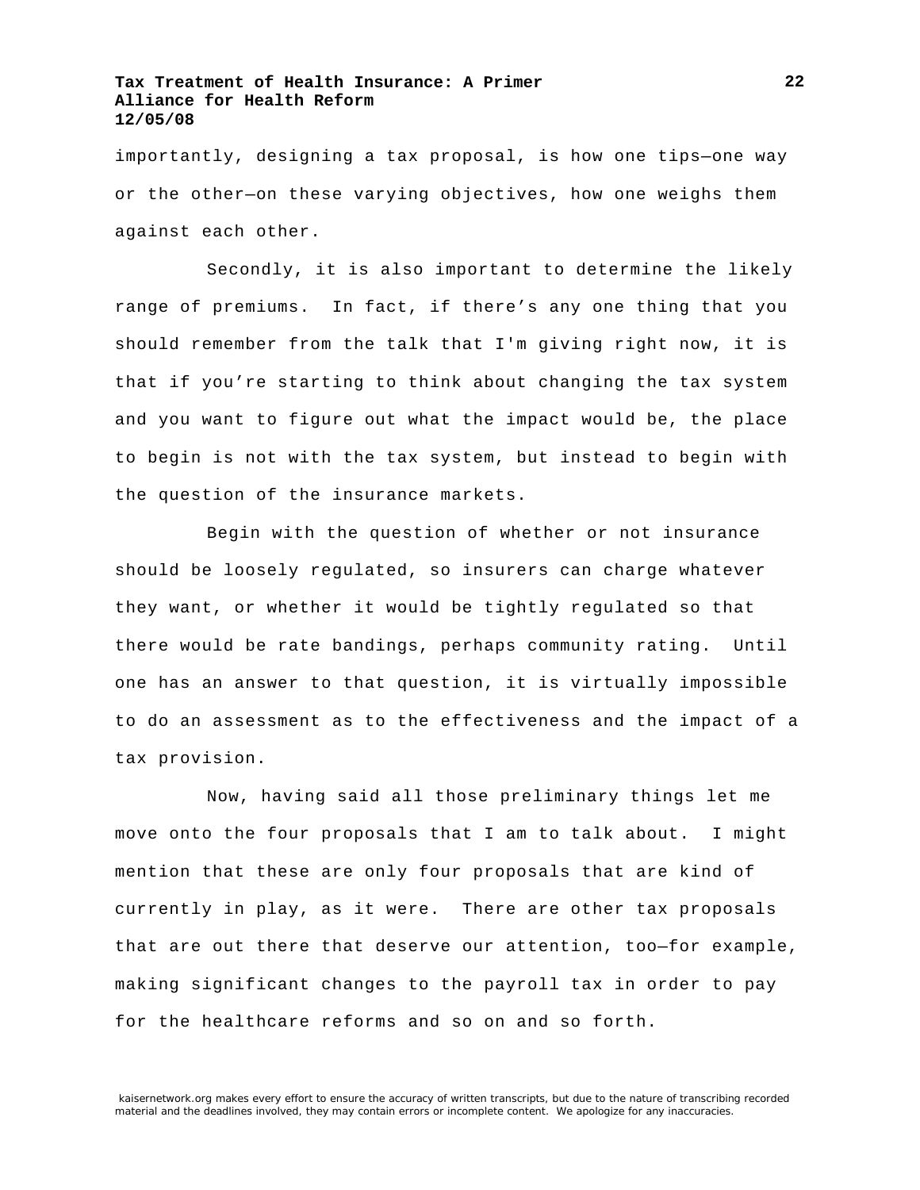importantly, designing a tax proposal, is how one tips—one way or the other—on these varying objectives, how one weighs them against each other.

Secondly, it is also important to determine the likely range of premiums. In fact, if there's any one thing that you should remember from the talk that I'm giving right now, it is that if you're starting to think about changing the tax system and you want to figure out what the impact would be, the place to begin is not with the tax system, but instead to begin with the question of the insurance markets.

Begin with the question of whether or not insurance should be loosely regulated, so insurers can charge whatever they want, or whether it would be tightly regulated so that there would be rate bandings, perhaps community rating. Until one has an answer to that question, it is virtually impossible to do an assessment as to the effectiveness and the impact of a tax provision.

Now, having said all those preliminary things let me move onto the four proposals that I am to talk about. I might mention that these are only four proposals that are kind of currently in play, as it were. There are other tax proposals that are out there that deserve our attention, too—for example, making significant changes to the payroll tax in order to pay for the healthcare reforms and so on and so forth.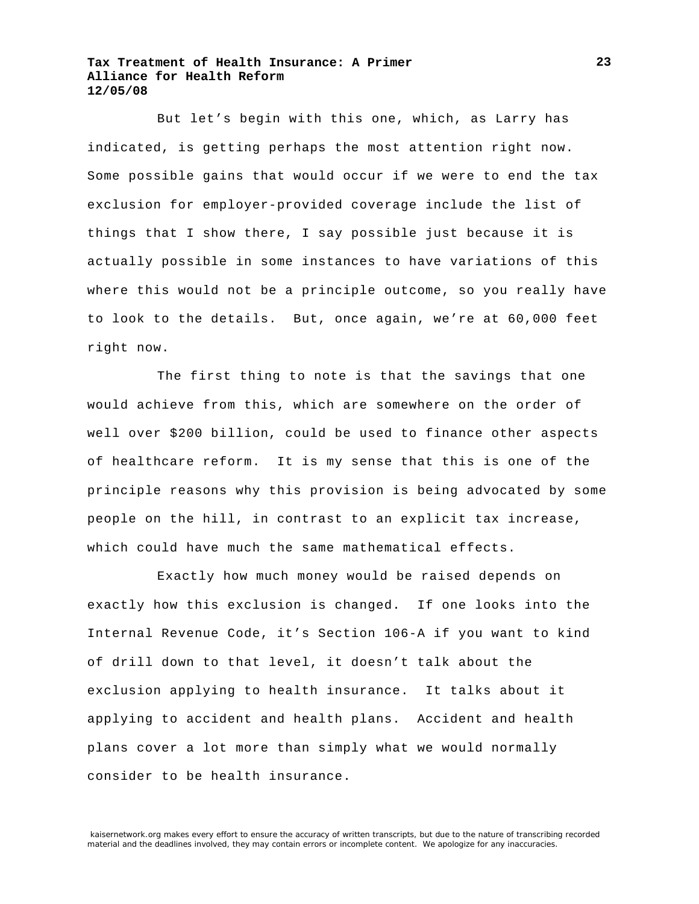But let's begin with this one, which, as Larry has indicated, is getting perhaps the most attention right now. Some possible gains that would occur if we were to end the tax exclusion for employer-provided coverage include the list of things that I show there, I say possible just because it is actually possible in some instances to have variations of this where this would not be a principle outcome, so you really have to look to the details. But, once again, we're at 60,000 feet right now.

The first thing to note is that the savings that one would achieve from this, which are somewhere on the order of well over $200 billion, could be used to finance other aspects of healthcare reform. It is my sense that this is one of the principle reasons why this provision is being advocated by some people on the hill, in contrast to an explicit tax increase, which could have much the same mathematical effects.

Exactly how much money would be raised depends on exactly how this exclusion is changed. If one looks into the Internal Revenue Code, it's Section 106-A if you want to kind of drill down to that level, it doesn't talk about the exclusion applying to health insurance. It talks about it applying to accident and health plans. Accident and health plans cover a lot more than simply what we would normally consider to be health insurance.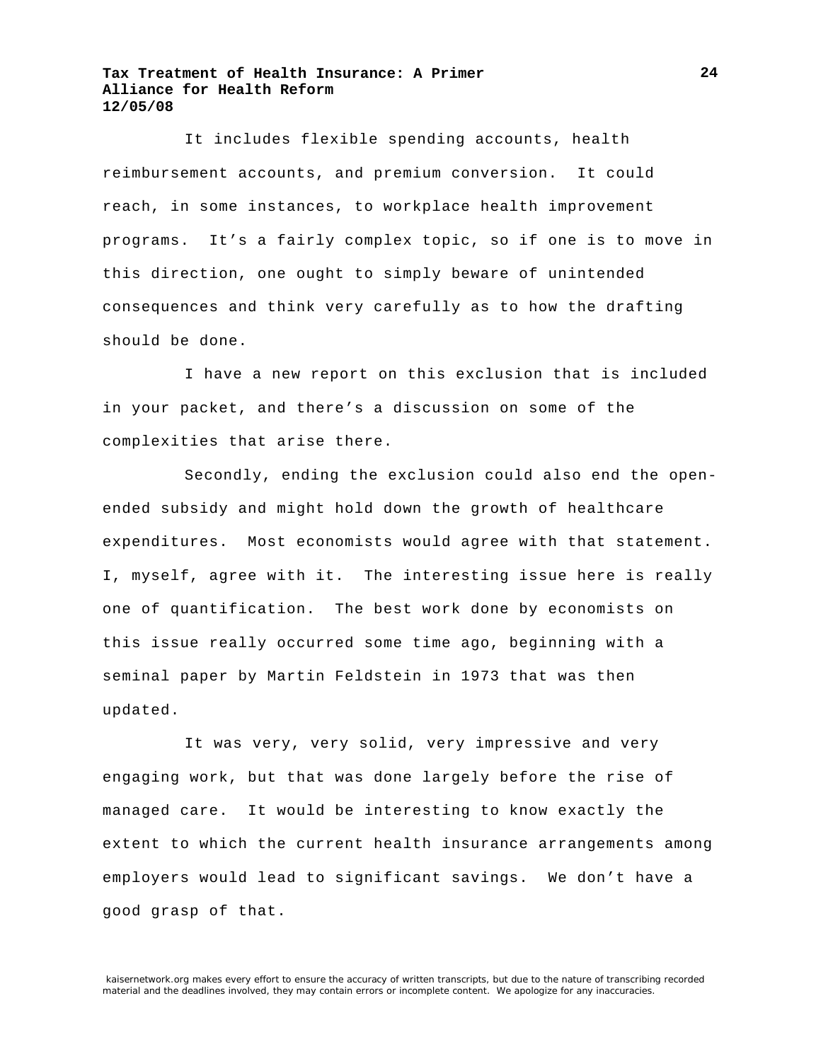It includes flexible spending accounts, health reimbursement accounts, and premium conversion. It could reach, in some instances, to workplace health improvement programs. It's a fairly complex topic, so if one is to move in this direction, one ought to simply beware of unintended consequences and think very carefully as to how the drafting should be done.

I have a new report on this exclusion that is included in your packet, and there's a discussion on some of the complexities that arise there.

Secondly, ending the exclusion could also end the open-ended subsidy and might hold down the growth of healthcare expenditures. Most economists would agree with that statement. I, myself, agree with it. The interesting issue here is really one of quantification. The best work done by economists on this issue really occurred some time ago, beginning with a seminal paper by Martin Feldstein in 1973 that was then updated.

It was very, very solid, very impressive and very engaging work, but that was done largely before the rise of managed care. It would be interesting to know exactly the extent to which the current health insurance arrangements among employers would lead to significant savings. We don't have a good grasp of that.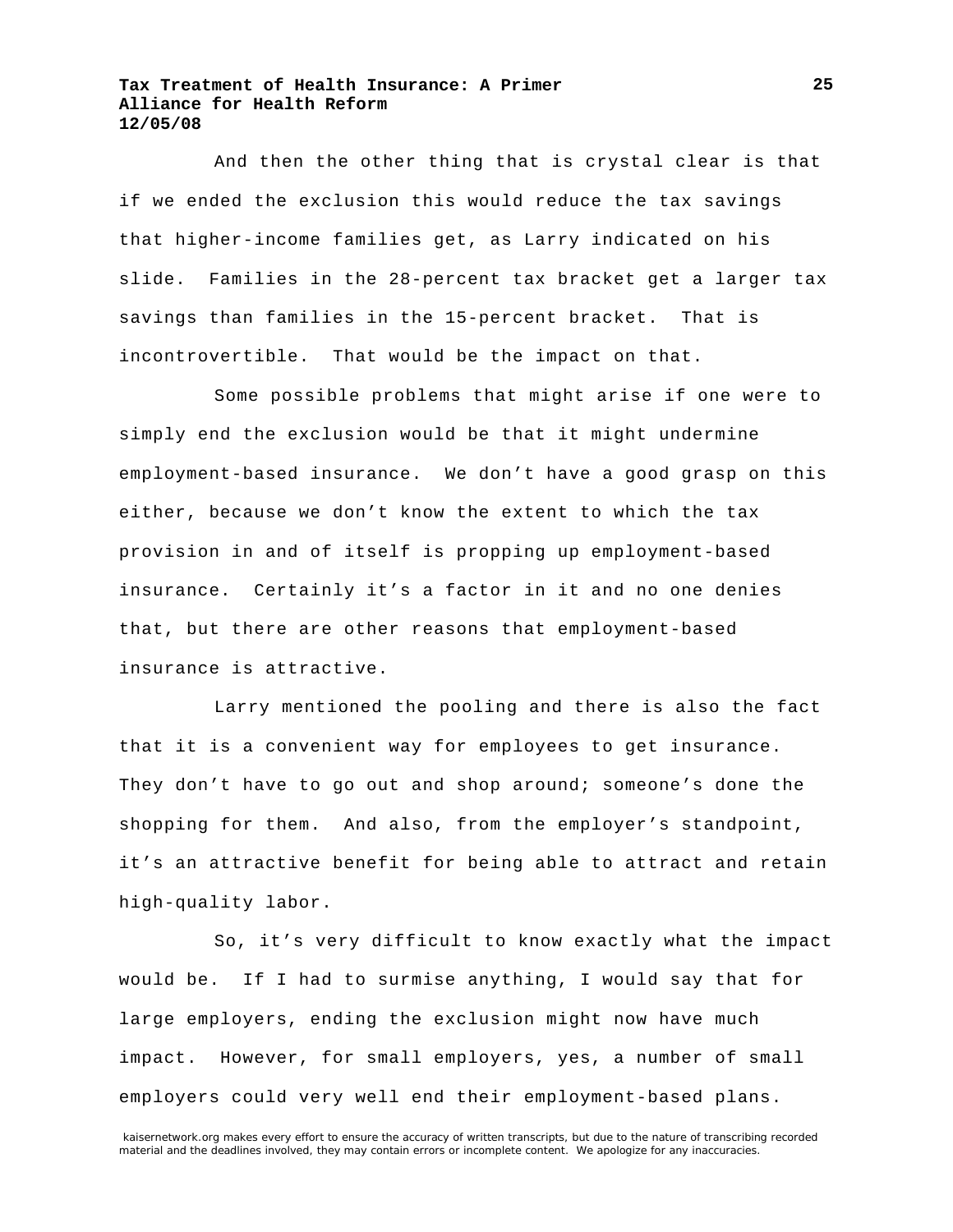And then the other thing that is crystal clear is that if we ended the exclusion this would reduce the tax savings that higher-income families get, as Larry indicated on his slide. Families in the 28-percent tax bracket get a larger tax savings than families in the 15-percent bracket. That is incontrovertible. That would be the impact on that.

Some possible problems that might arise if one were to simply end the exclusion would be that it might undermine employment-based insurance. We don't have a good grasp on this either, because we don't know the extent to which the tax provision in and of itself is propping up employment-based insurance. Certainly it's a factor in it and no one denies that, but there are other reasons that employment-based insurance is attractive.

Larry mentioned the pooling and there is also the fact that it is a convenient way for employees to get insurance. They don't have to go out and shop around; someone's done the shopping for them. And also, from the employer's standpoint, it's an attractive benefit for being able to attract and retain high-quality labor.

So, it's very difficult to know exactly what the impact would be. If I had to surmise anything, I would say that for large employers, ending the exclusion might now have much impact. However, for small employers, yes, a number of small employers could very well end their employment-based plans.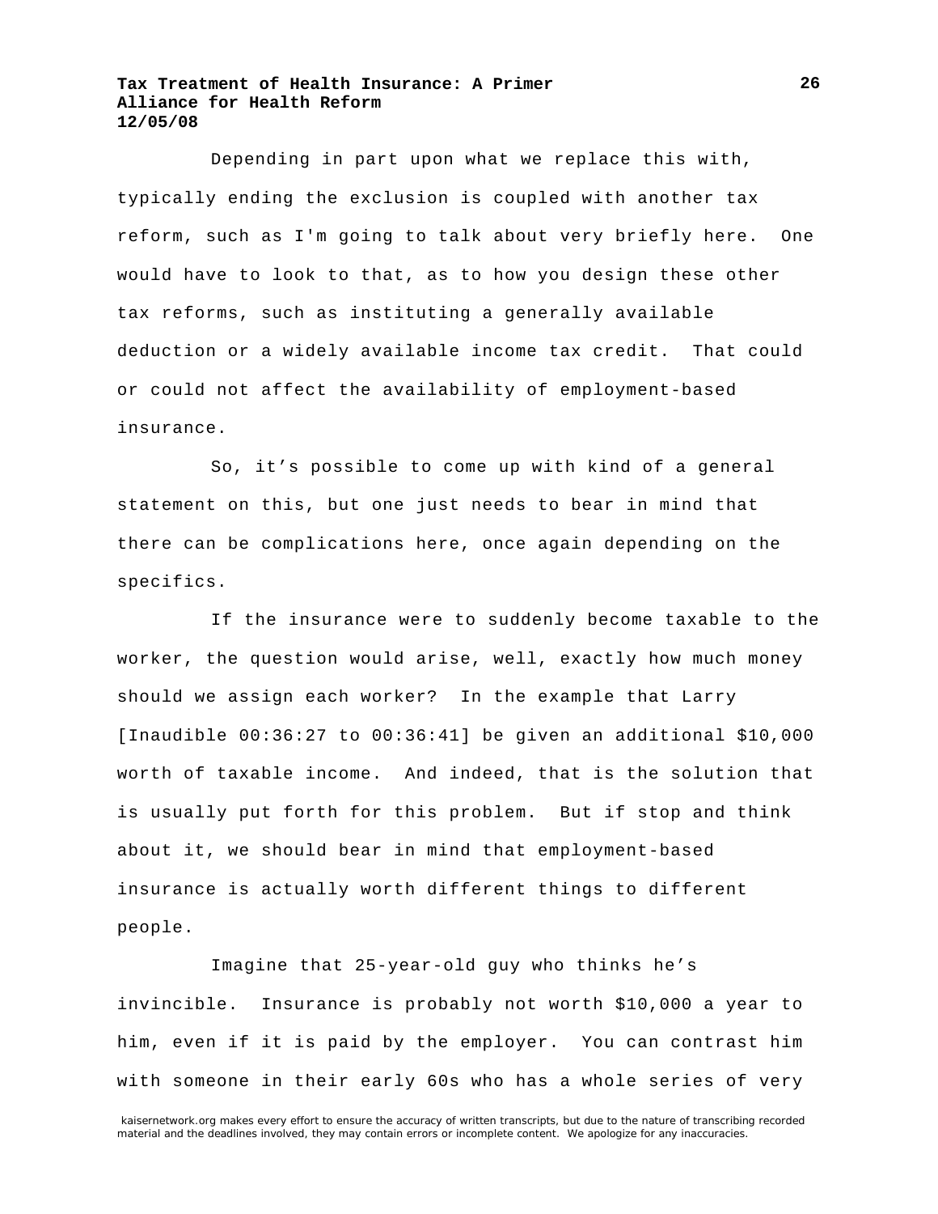Depending in part upon what we replace this with, typically ending the exclusion is coupled with another tax reform, such as I'm going to talk about very briefly here. One would have to look to that, as to how you design these other tax reforms, such as instituting a generally available deduction or a widely available income tax credit. That could or could not affect the availability of employment-based insurance.

So, it’s possible to come up with kind of a general statement on this, but one just needs to bear in mind that there can be complications here, once again depending on the specifics.

If the insurance were to suddenly become taxable to the worker, the question would arise, well, exactly how much money should we assign each worker? In the example that Larry [Inaudible 00:36:27 to 00:36:41] be given an additional $10,000 worth of taxable income. And indeed, that is the solution that is usually put forth for this problem. But if stop and think about it, we should bear in mind that employment-based insurance is actually worth different things to different people.

Imagine that 25-year-old guy who thinks he’s invincible. Insurance is probably not worth $10,000 a year to him, even if it is paid by the employer. You can contrast him with someone in their early 60s who has a whole series of very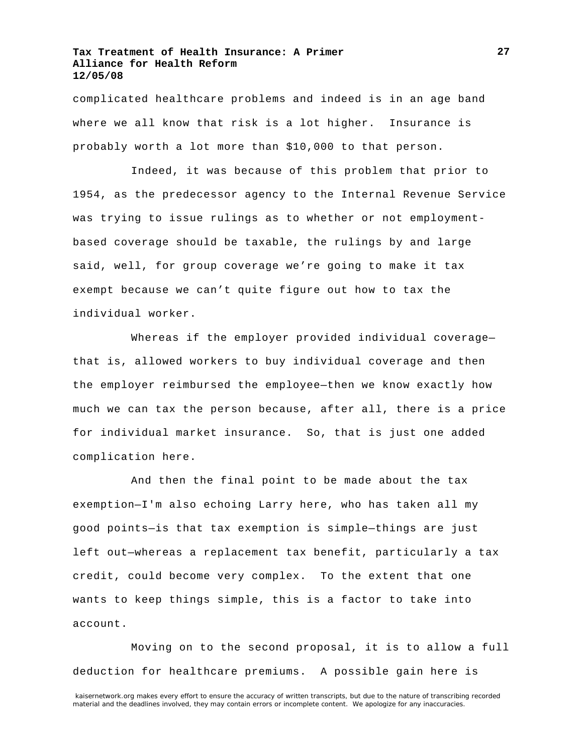complicated healthcare problems and indeed is in an age band where we all know that risk is a lot higher. Insurance is probably worth a lot more than $10,000 to that person.

Indeed, it was because of this problem that prior to 1954, as the predecessor agency to the Internal Revenue Service was trying to issue rulings as to whether or not employment-based coverage should be taxable, the rulings by and large said, well, for group coverage we're going to make it tax exempt because we can't quite figure out how to tax the individual worker.

Whereas if the employer provided individual coverage—that is, allowed workers to buy individual coverage and then the employer reimbursed the employee—then we know exactly how much we can tax the person because, after all, there is a price for individual market insurance. So, that is just one added complication here.

And then the final point to be made about the tax exemption—I'm also echoing Larry here, who has taken all my good points—is that tax exemption is simple—things are just left out—whereas a replacement tax benefit, particularly a tax credit, could become very complex. To the extent that one wants to keep things simple, this is a factor to take into account.

Moving on to the second proposal, it is to allow a full deduction for healthcare premiums. A possible gain here is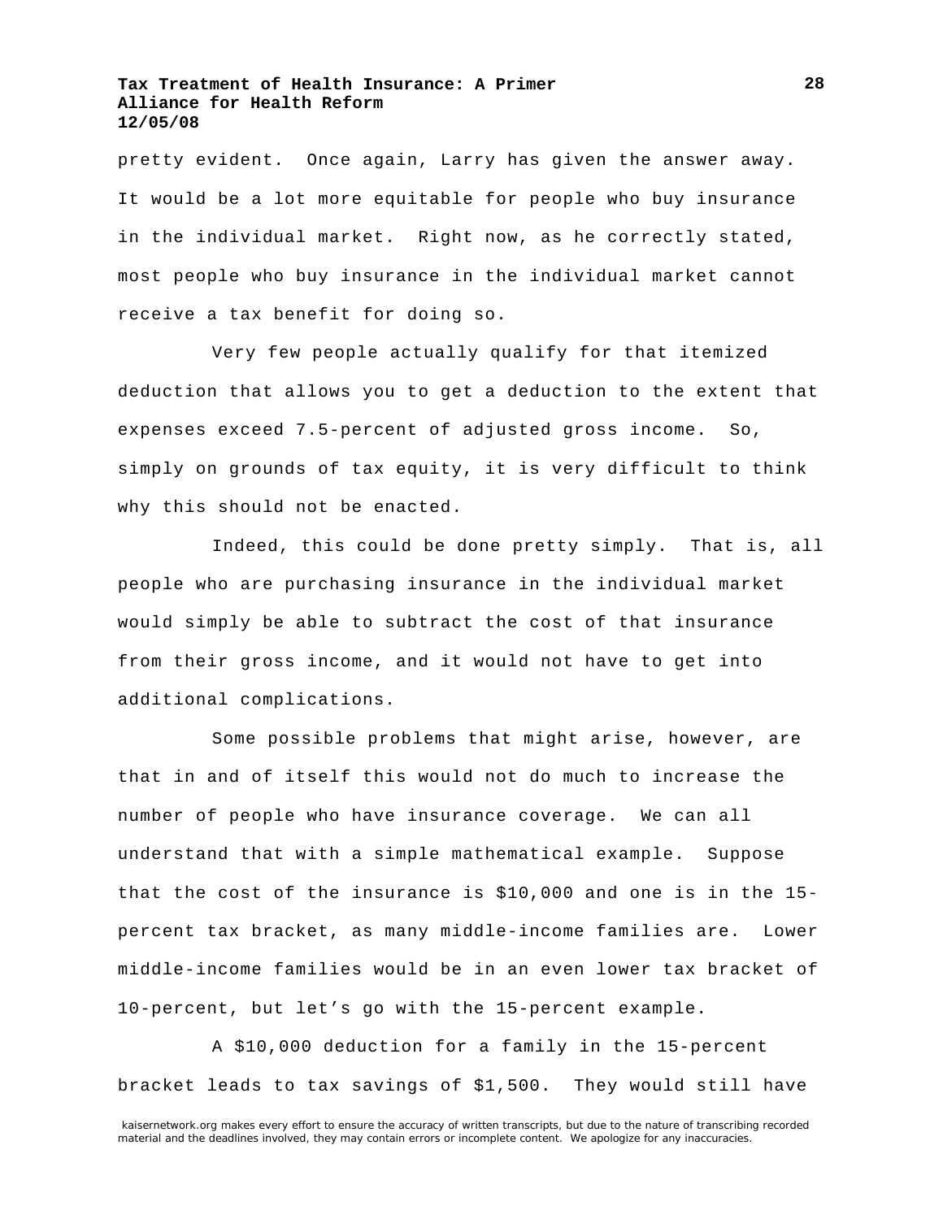pretty evident. Once again, Larry has given the answer away. It would be a lot more equitable for people who buy insurance in the individual market. Right now, as he correctly stated, most people who buy insurance in the individual market cannot receive a tax benefit for doing so.

Very few people actually qualify for that itemized deduction that allows you to get a deduction to the extent that expenses exceed 7.5-percent of adjusted gross income. So, simply on grounds of tax equity, it is very difficult to think why this should not be enacted.

Indeed, this could be done pretty simply. That is, all people who are purchasing insurance in the individual market would simply be able to subtract the cost of that insurance from their gross income, and it would not have to get into additional complications.

Some possible problems that might arise, however, are that in and of itself this would not do much to increase the number of people who have insurance coverage. We can all understand that with a simple mathematical example. Suppose that the cost of the insurance is $10,000 and one is in the 15-percent tax bracket, as many middle-income families are. Lower middle-income families would be in an even lower tax bracket of 10-percent, but let's go with the 15-percent example.

A $10,000 deduction for a family in the 15-percent bracket leads to tax savings of $1,500. They would still have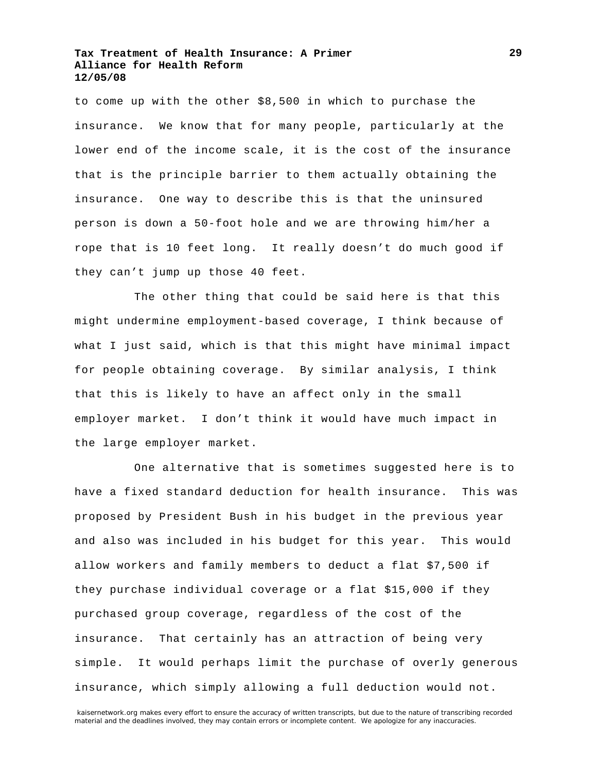to come up with the other $8,500 in which to purchase the insurance. We know that for many people, particularly at the lower end of the income scale, it is the cost of the insurance that is the principle barrier to them actually obtaining the insurance. One way to describe this is that the uninsured person is down a 50-foot hole and we are throwing him/her a rope that is 10 feet long. It really doesn't do much good if they can't jump up those 40 feet.

The other thing that could be said here is that this might undermine employment-based coverage, I think because of what I just said, which is that this might have minimal impact for people obtaining coverage. By similar analysis, I think that this is likely to have an affect only in the small employer market. I don't think it would have much impact in the large employer market.

One alternative that is sometimes suggested here is to have a fixed standard deduction for health insurance. This was proposed by President Bush in his budget in the previous year and also was included in his budget for this year. This would allow workers and family members to deduct a flat $7,500 if they purchase individual coverage or a flat $15,000 if they purchased group coverage, regardless of the cost of the insurance. That certainly has an attraction of being very simple. It would perhaps limit the purchase of overly generous insurance, which simply allowing a full deduction would not.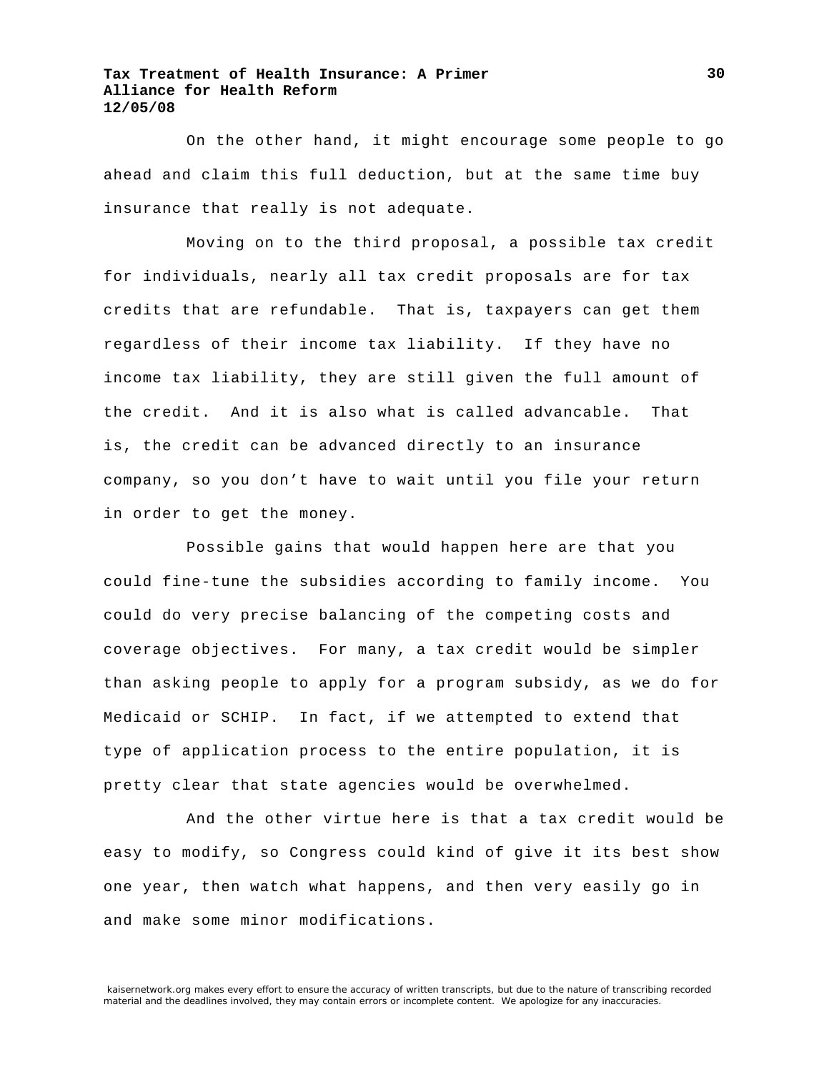On the other hand, it might encourage some people to go ahead and claim this full deduction, but at the same time buy insurance that really is not adequate.

Moving on to the third proposal, a possible tax credit for individuals, nearly all tax credit proposals are for tax credits that are refundable. That is, taxpayers can get them regardless of their income tax liability. If they have no income tax liability, they are still given the full amount of the credit. And it is also what is called advancable. That is, the credit can be advanced directly to an insurance company, so you don't have to wait until you file your return in order to get the money.

Possible gains that would happen here are that you could fine-tune the subsidies according to family income. You could do very precise balancing of the competing costs and coverage objectives. For many, a tax credit would be simpler than asking people to apply for a program subsidy, as we do for Medicaid or SCHIP. In fact, if we attempted to extend that type of application process to the entire population, it is pretty clear that state agencies would be overwhelmed.

And the other virtue here is that a tax credit would be easy to modify, so Congress could kind of give it its best show one year, then watch what happens, and then very easily go in and make some minor modifications.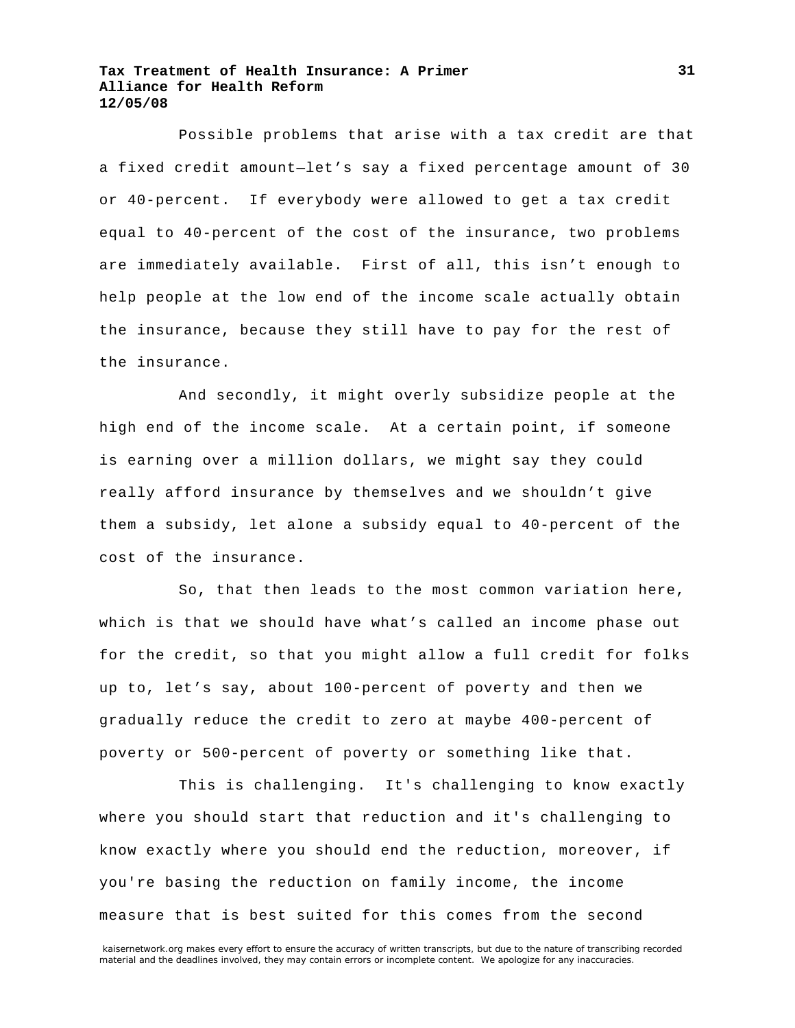Possible problems that arise with a tax credit are that a fixed credit amount—let's say a fixed percentage amount of 30 or 40-percent. If everybody were allowed to get a tax credit equal to 40-percent of the cost of the insurance, two problems are immediately available. First of all, this isn't enough to help people at the low end of the income scale actually obtain the insurance, because they still have to pay for the rest of the insurance.

And secondly, it might overly subsidize people at the high end of the income scale. At a certain point, if someone is earning over a million dollars, we might say they could really afford insurance by themselves and we shouldn't give them a subsidy, let alone a subsidy equal to 40-percent of the cost of the insurance.

So, that then leads to the most common variation here, which is that we should have what's called an income phase out for the credit, so that you might allow a full credit for folks up to, let's say, about 100-percent of poverty and then we gradually reduce the credit to zero at maybe 400-percent of poverty or 500-percent of poverty or something like that.

This is challenging. It's challenging to know exactly where you should start that reduction and it's challenging to know exactly where you should end the reduction, moreover, if you're basing the reduction on family income, the income measure that is best suited for this comes from the second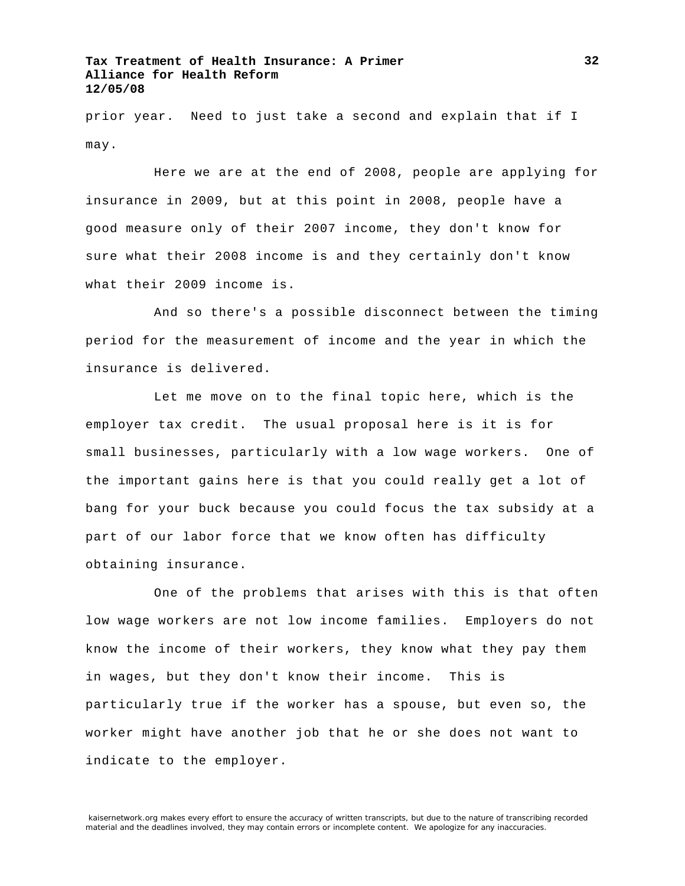prior year. Need to just take a second and explain that if I may.

Here we are at the end of 2008, people are applying for insurance in 2009, but at this point in 2008, people have a good measure only of their 2007 income, they don't know for sure what their 2008 income is and they certainly don't know what their 2009 income is.

And so there's a possible disconnect between the timing period for the measurement of income and the year in which the insurance is delivered.

Let me move on to the final topic here, which is the employer tax credit. The usual proposal here is it is for small businesses, particularly with a low wage workers. One of the important gains here is that you could really get a lot of bang for your buck because you could focus the tax subsidy at a part of our labor force that we know often has difficulty obtaining insurance.

One of the problems that arises with this is that often low wage workers are not low income families. Employers do not know the income of their workers, they know what they pay them in wages, but they don't know their income. This is particularly true if the worker has a spouse, but even so, the worker might have another job that he or she does not want to indicate to the employer.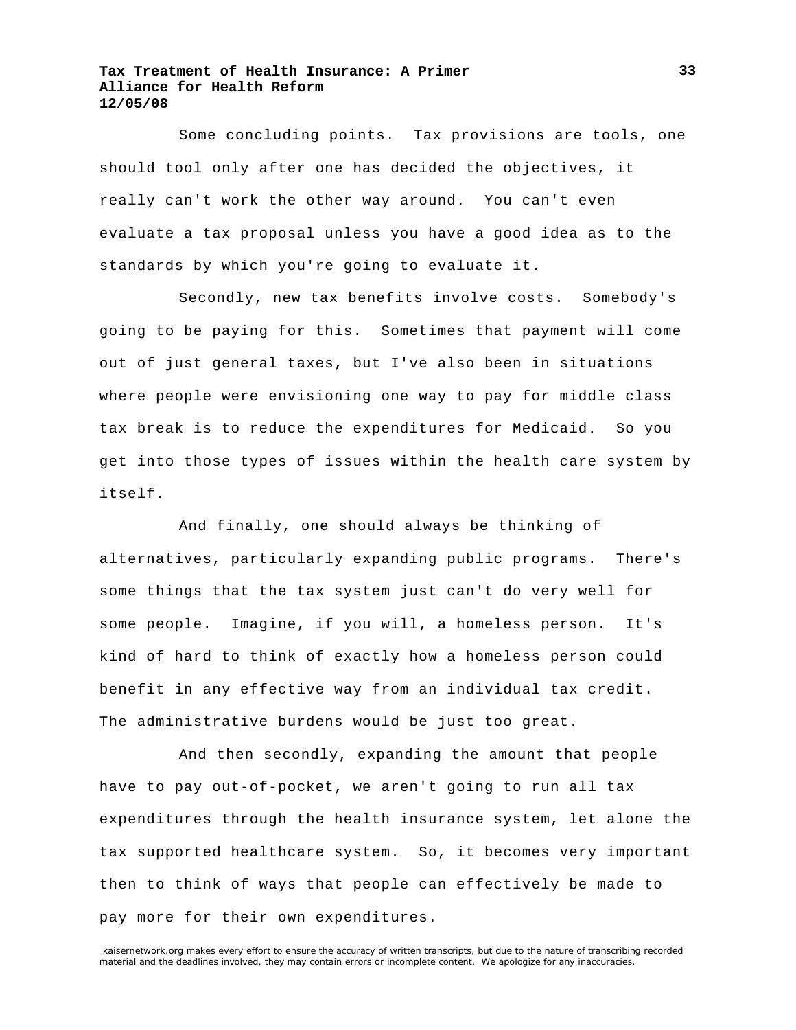Some concluding points. Tax provisions are tools, one should tool only after one has decided the objectives, it really can't work the other way around. You can't even evaluate a tax proposal unless you have a good idea as to the standards by which you're going to evaluate it.

Secondly, new tax benefits involve costs. Somebody's going to be paying for this. Sometimes that payment will come out of just general taxes, but I've also been in situations where people were envisioning one way to pay for middle class tax break is to reduce the expenditures for Medicaid. So you get into those types of issues within the health care system by itself.

And finally, one should always be thinking of alternatives, particularly expanding public programs. There's some things that the tax system just can't do very well for some people. Imagine, if you will, a homeless person. It's kind of hard to think of exactly how a homeless person could benefit in any effective way from an individual tax credit. The administrative burdens would be just too great.

And then secondly, expanding the amount that people have to pay out-of-pocket, we aren't going to run all tax expenditures through the health insurance system, let alone the tax supported healthcare system. So, it becomes very important then to think of ways that people can effectively be made to pay more for their own expenditures.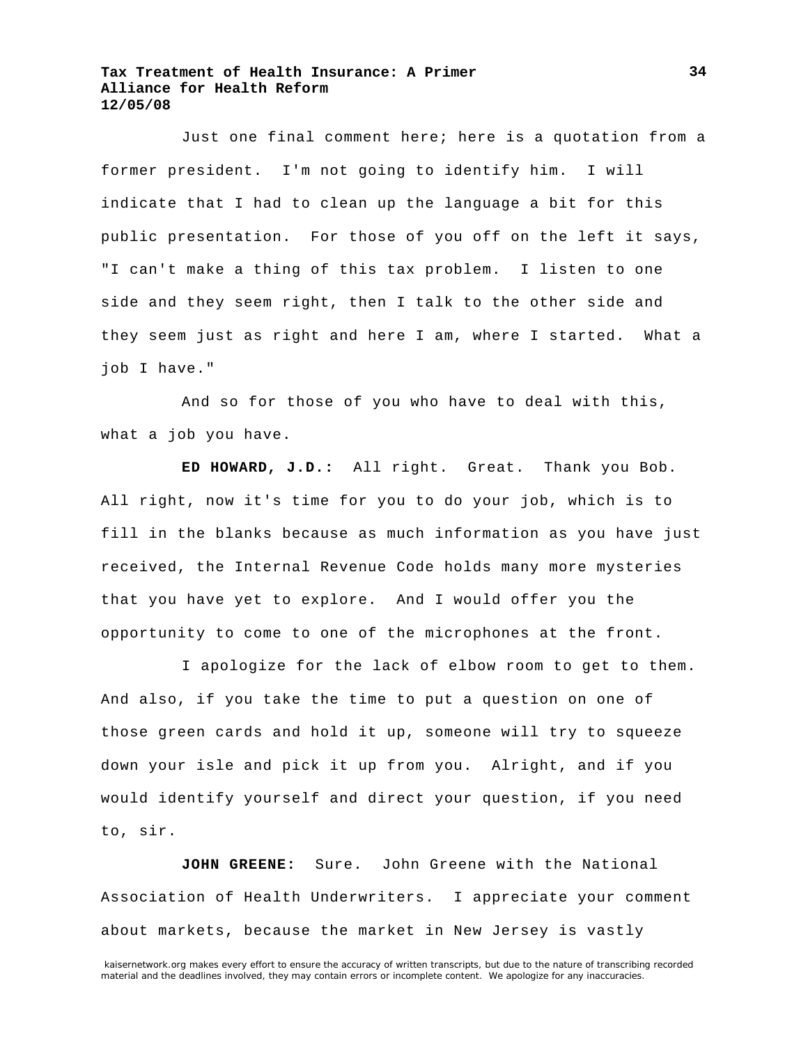Just one final comment here; here is a quotation from a former president. I'm not going to identify him. I will indicate that I had to clean up the language a bit for this public presentation. For those of you off on the left it says, "I can't make a thing of this tax problem. I listen to one side and they seem right, then I talk to the other side and they seem just as right and here I am, where I started. What a job I have."

And so for those of you who have to deal with this, what a job you have.

**ED HOWARD, J.D.:** All right. Great. Thank you Bob. All right, now it's time for you to do your job, which is to fill in the blanks because as much information as you have just received, the Internal Revenue Code holds many more mysteries that you have yet to explore. And I would offer you the opportunity to come to one of the microphones at the front.

I apologize for the lack of elbow room to get to them. And also, if you take the time to put a question on one of those green cards and hold it up, someone will try to squeeze down your isle and pick it up from you. Alright, and if you would identify yourself and direct your question, if you need to, sir.

**JOHN GREENE:** Sure. John Greene with the National Association of Health Underwriters. I appreciate your comment about markets, because the market in New Jersey is vastly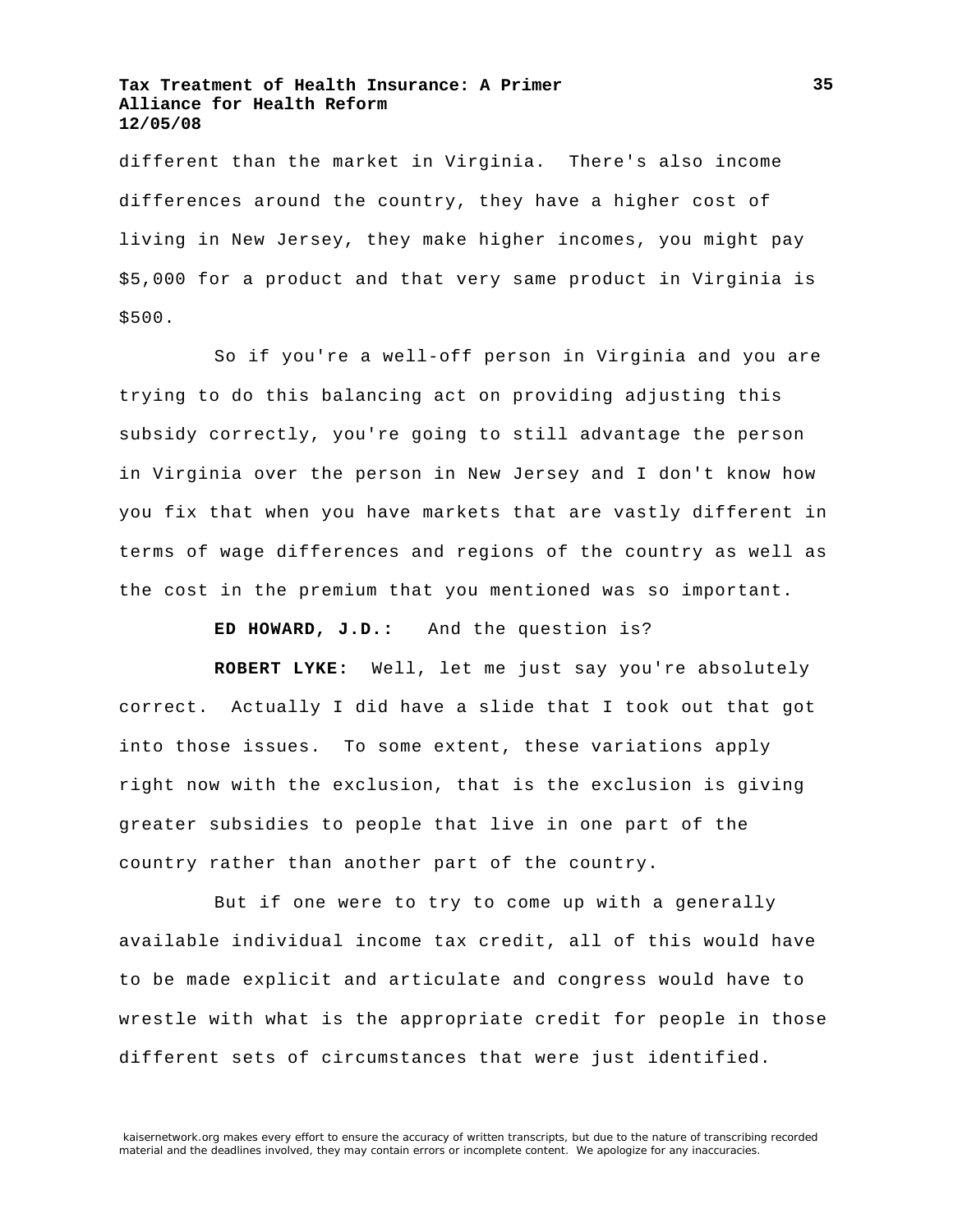different than the market in Virginia. There's also income differences around the country, they have a higher cost of living in New Jersey, they make higher incomes, you might pay $5,000 for a product and that very same product in Virginia is $500.

So if you're a well-off person in Virginia and you are trying to do this balancing act on providing adjusting this subsidy correctly, you're going to still advantage the person in Virginia over the person in New Jersey and I don't know how you fix that when you have markets that are vastly different in terms of wage differences and regions of the country as well as the cost in the premium that you mentioned was so important.

**ED HOWARD, J.D.:** And the question is?

**ROBERT LYKE:** Well, let me just say you're absolutely correct. Actually I did have a slide that I took out that got into those issues. To some extent, these variations apply right now with the exclusion, that is the exclusion is giving greater subsidies to people that live in one part of the country rather than another part of the country.

But if one were to try to come up with a generally available individual income tax credit, all of this would have to be made explicit and articulate and congress would have to wrestle with what is the appropriate credit for people in those different sets of circumstances that were just identified.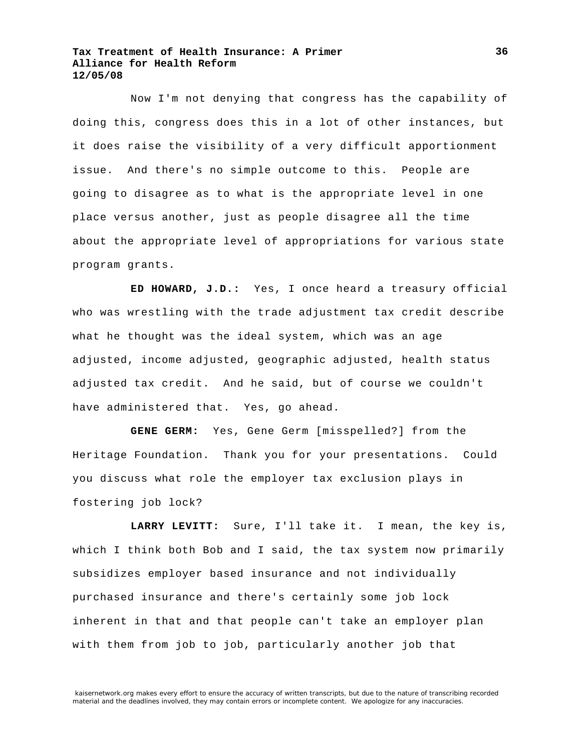Now I'm not denying that congress has the capability of doing this, congress does this in a lot of other instances, but it does raise the visibility of a very difficult apportionment issue. And there's no simple outcome to this. People are going to disagree as to what is the appropriate level in one place versus another, just as people disagree all the time about the appropriate level of appropriations for various state program grants.

**ED HOWARD, J.D.:** Yes, I once heard a treasury official who was wrestling with the trade adjustment tax credit describe what he thought was the ideal system, which was an age adjusted, income adjusted, geographic adjusted, health status adjusted tax credit. And he said, but of course we couldn't have administered that. Yes, go ahead.

**GENE GERM:** Yes, Gene Germ [misspelled?] from the Heritage Foundation. Thank you for your presentations. Could you discuss what role the employer tax exclusion plays in fostering job lock?

**LARRY LEVITT:** Sure, I'll take it. I mean, the key is, which I think both Bob and I said, the tax system now primarily subsidizes employer based insurance and not individually purchased insurance and there's certainly some job lock inherent in that and that people can't take an employer plan with them from job to job, particularly another job that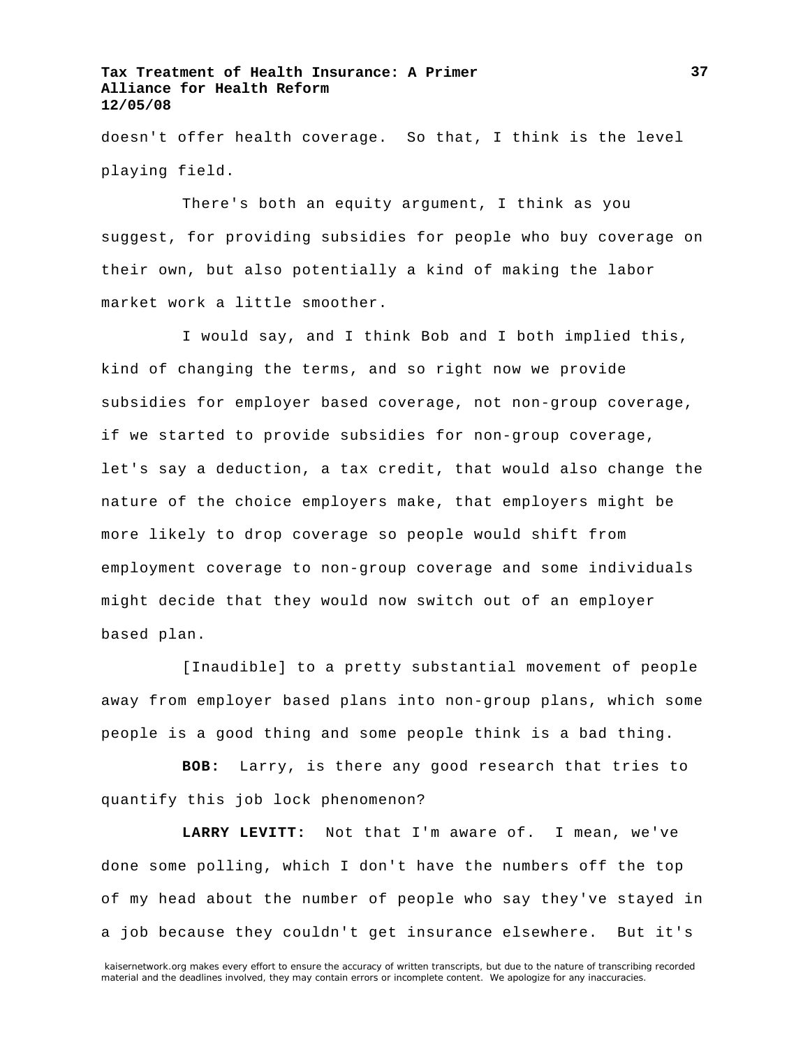doesn't offer health coverage. So that, I think is the level playing field.

There's both an equity argument, I think as you suggest, for providing subsidies for people who buy coverage on their own, but also potentially a kind of making the labor market work a little smoother.

I would say, and I think Bob and I both implied this, kind of changing the terms, and so right now we provide subsidies for employer based coverage, not non-group coverage, if we started to provide subsidies for non-group coverage, let's say a deduction, a tax credit, that would also change the nature of the choice employers make, that employers might be more likely to drop coverage so people would shift from employment coverage to non-group coverage and some individuals might decide that they would now switch out of an employer based plan.

[Inaudible] to a pretty substantial movement of people away from employer based plans into non-group plans, which some people is a good thing and some people think is a bad thing.

**BOB:** Larry, is there any good research that tries to quantify this job lock phenomenon?

**LARRY LEVITT:** Not that I'm aware of. I mean, we've done some polling, which I don't have the numbers off the top of my head about the number of people who say they've stayed in a job because they couldn't get insurance elsewhere. But it's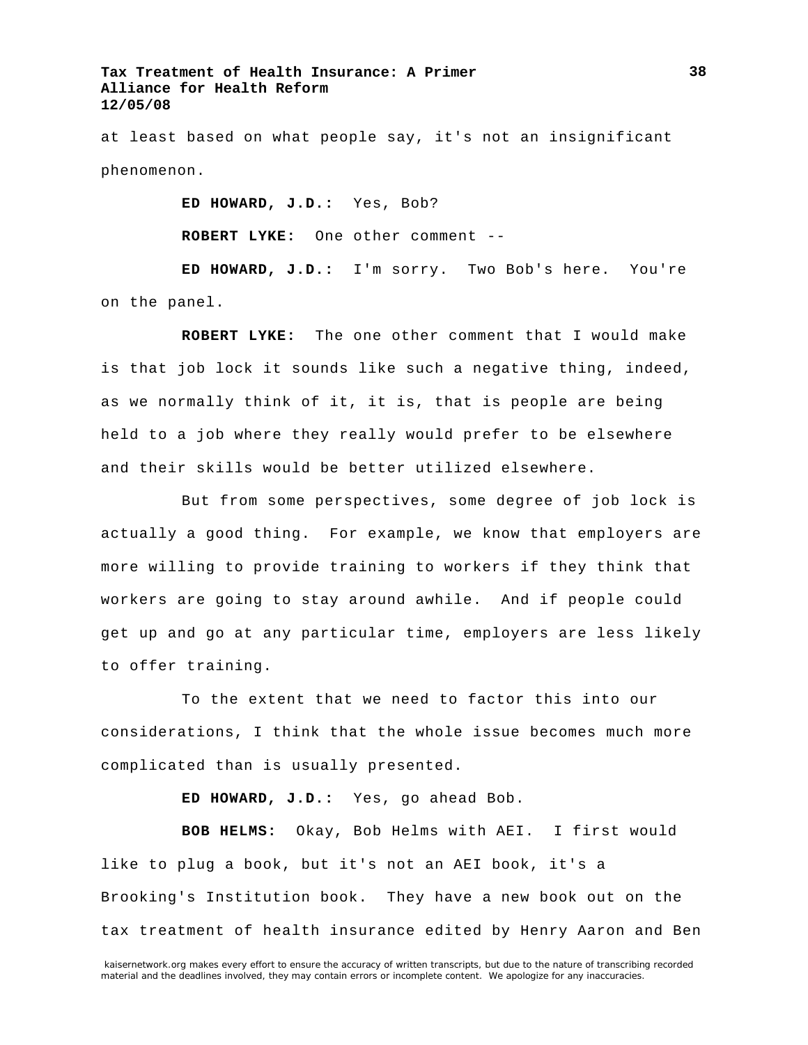at least based on what people say, it's not an insignificant phenomenon.

**ED HOWARD, J.D.:** Yes, Bob?

**ROBERT LYKE:** One other comment --

**ED HOWARD, J.D.:** I'm sorry. Two Bob's here. You're on the panel.

**ROBERT LYKE:** The one other comment that I would make is that job lock it sounds like such a negative thing, indeed, as we normally think of it, it is, that is people are being held to a job where they really would prefer to be elsewhere and their skills would be better utilized elsewhere.

But from some perspectives, some degree of job lock is actually a good thing. For example, we know that employers are more willing to provide training to workers if they think that workers are going to stay around awhile. And if people could get up and go at any particular time, employers are less likely to offer training.

To the extent that we need to factor this into our considerations, I think that the whole issue becomes much more complicated than is usually presented.

**ED HOWARD, J.D.:** Yes, go ahead Bob.

**BOB HELMS:** Okay, Bob Helms with AEI. I first would like to plug a book, but it's not an AEI book, it's a Brooking's Institution book. They have a new book out on the tax treatment of health insurance edited by Henry Aaron and Ben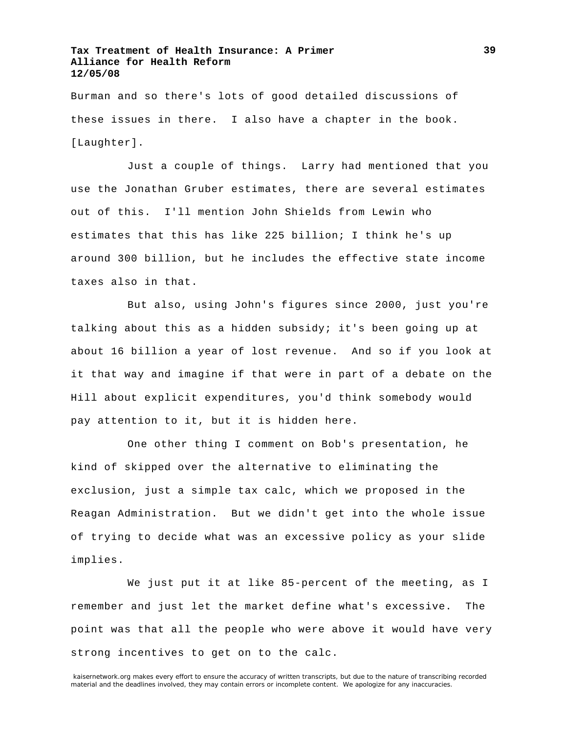Burman and so there's lots of good detailed discussions of these issues in there. I also have a chapter in the book. [Laughter].

Just a couple of things. Larry had mentioned that you use the Jonathan Gruber estimates, there are several estimates out of this. I'll mention John Shields from Lewin who estimates that this has like 225 billion; I think he's up around 300 billion, but he includes the effective state income taxes also in that.

But also, using John's figures since 2000, just you're talking about this as a hidden subsidy; it's been going up at about 16 billion a year of lost revenue. And so if you look at it that way and imagine if that were in part of a debate on the Hill about explicit expenditures, you'd think somebody would pay attention to it, but it is hidden here.

One other thing I comment on Bob's presentation, he kind of skipped over the alternative to eliminating the exclusion, just a simple tax calc, which we proposed in the Reagan Administration. But we didn't get into the whole issue of trying to decide what was an excessive policy as your slide implies.

We just put it at like 85-percent of the meeting, as I remember and just let the market define what's excessive. The point was that all the people who were above it would have very strong incentives to get on to the calc.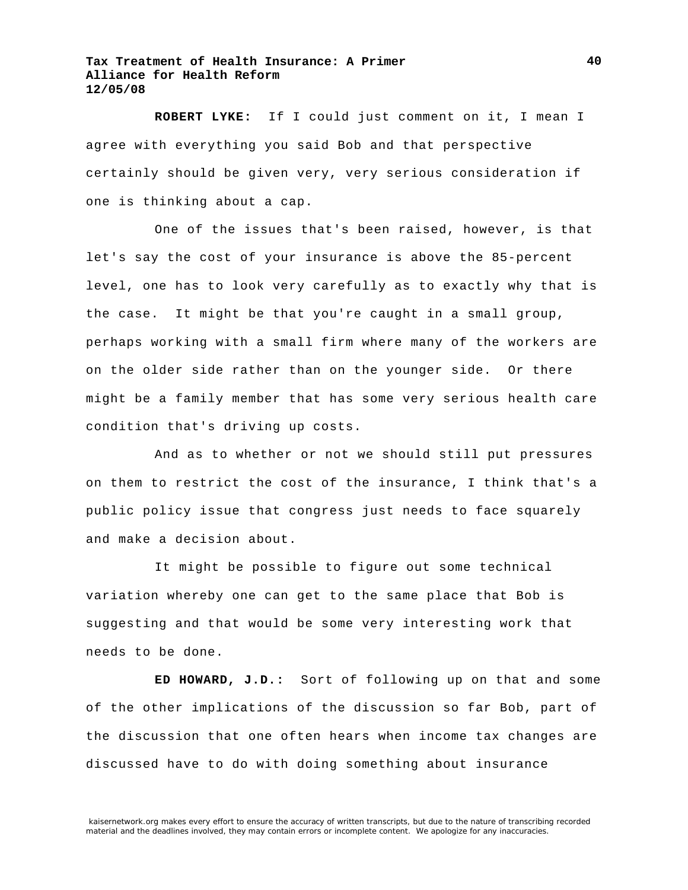**ROBERT LYKE:** If I could just comment on it, I mean I agree with everything you said Bob and that perspective certainly should be given very, very serious consideration if one is thinking about a cap.

One of the issues that's been raised, however, is that let's say the cost of your insurance is above the 85-percent level, one has to look very carefully as to exactly why that is the case. It might be that you're caught in a small group, perhaps working with a small firm where many of the workers are on the older side rather than on the younger side. Or there might be a family member that has some very serious health care condition that's driving up costs.

And as to whether or not we should still put pressures on them to restrict the cost of the insurance, I think that's a public policy issue that congress just needs to face squarely and make a decision about.

It might be possible to figure out some technical variation whereby one can get to the same place that Bob is suggesting and that would be some very interesting work that needs to be done.

**ED HOWARD, J.D.:** Sort of following up on that and some of the other implications of the discussion so far Bob, part of the discussion that one often hears when income tax changes are discussed have to do with doing something about insurance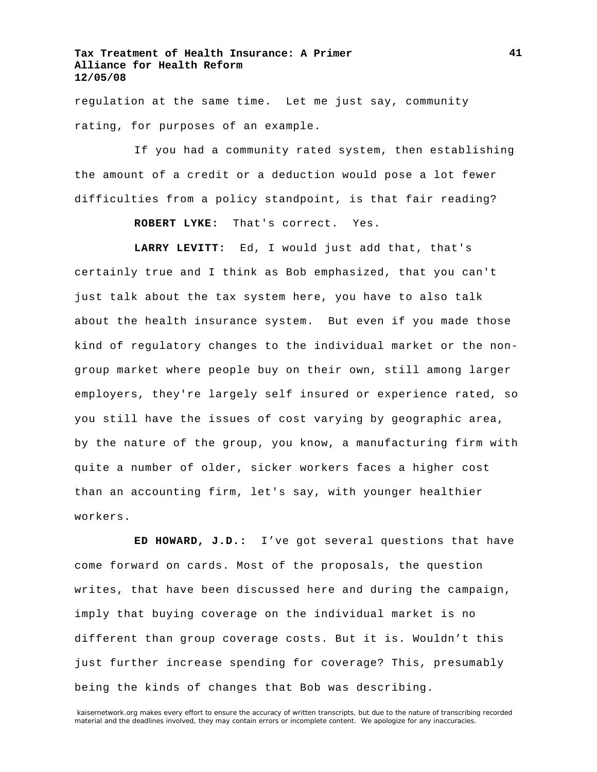regulation at the same time. Let me just say, community rating, for purposes of an example.

If you had a community rated system, then establishing the amount of a credit or a deduction would pose a lot fewer difficulties from a policy standpoint, is that fair reading?

**ROBERT LYKE:** That's correct. Yes.

**LARRY LEVITT:** Ed, I would just add that, that's certainly true and I think as Bob emphasized, that you can't just talk about the tax system here, you have to also talk about the health insurance system. But even if you made those kind of regulatory changes to the individual market or the non-group market where people buy on their own, still among larger employers, they're largely self insured or experience rated, so you still have the issues of cost varying by geographic area, by the nature of the group, you know, a manufacturing firm with quite a number of older, sicker workers faces a higher cost than an accounting firm, let's say, with younger healthier workers.

**ED HOWARD, J.D.:** I've got several questions that have come forward on cards. Most of the proposals, the question writes, that have been discussed here and during the campaign, imply that buying coverage on the individual market is no different than group coverage costs. But it is. Wouldn't this just further increase spending for coverage? This, presumably being the kinds of changes that Bob was describing.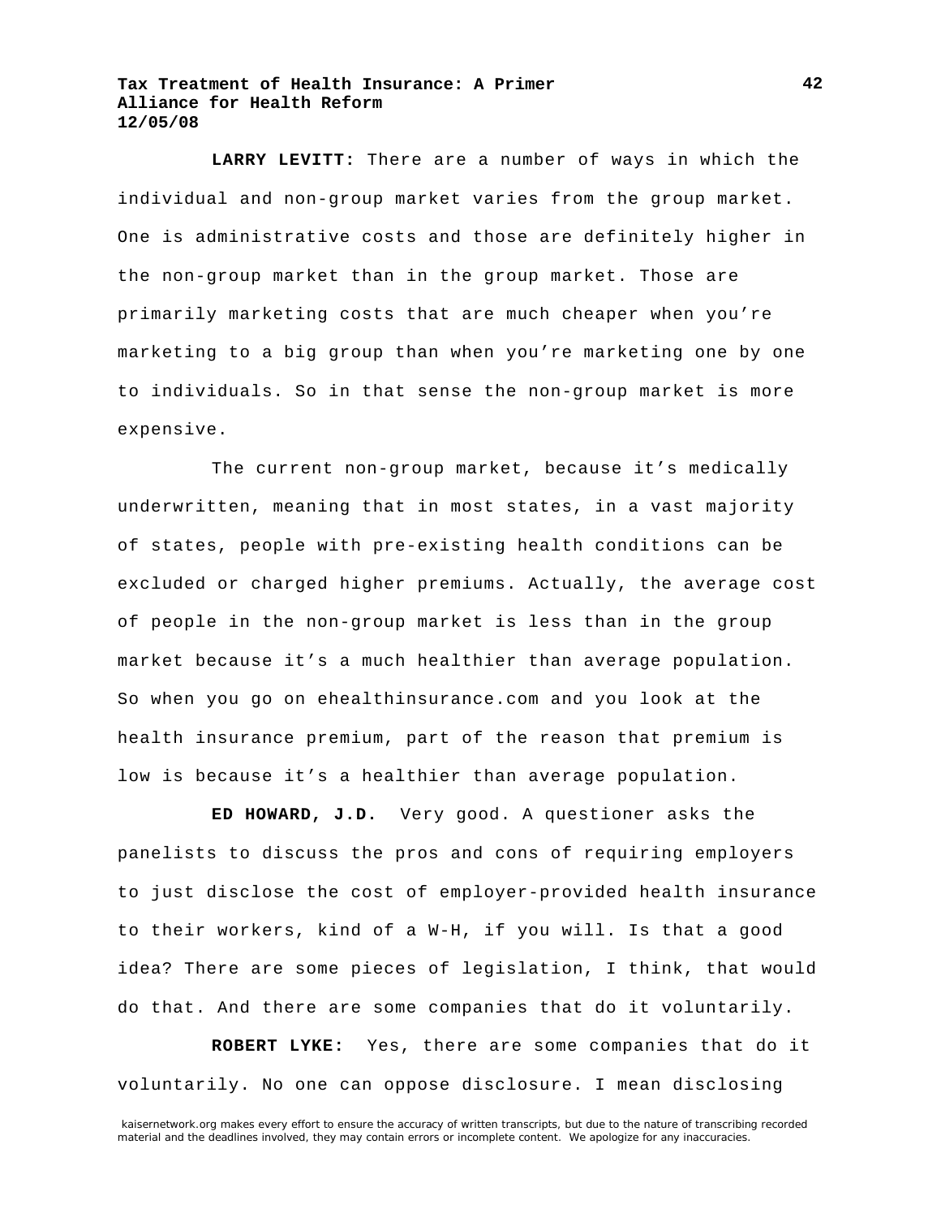**LARRY LEVITT:** There are a number of ways in which the individual and non-group market varies from the group market. One is administrative costs and those are definitely higher in the non-group market than in the group market. Those are primarily marketing costs that are much cheaper when you're marketing to a big group than when you're marketing one by one to individuals. So in that sense the non-group market is more expensive.

The current non-group market, because it's medically underwritten, meaning that in most states, in a vast majority of states, people with pre-existing health conditions can be excluded or charged higher premiums. Actually, the average cost of people in the non-group market is less than in the group market because it's a much healthier than average population. So when you go on ehealthinsurance.com and you look at the health insurance premium, part of the reason that premium is low is because it's a healthier than average population.

**ED HOWARD, J.D.** Very good. A questioner asks the panelists to discuss the pros and cons of requiring employers to just disclose the cost of employer-provided health insurance to their workers, kind of a W-H, if you will. Is that a good idea? There are some pieces of legislation, I think, that would do that. And there are some companies that do it voluntarily.

**ROBERT LYKE:** Yes, there are some companies that do it voluntarily. No one can oppose disclosure. I mean disclosing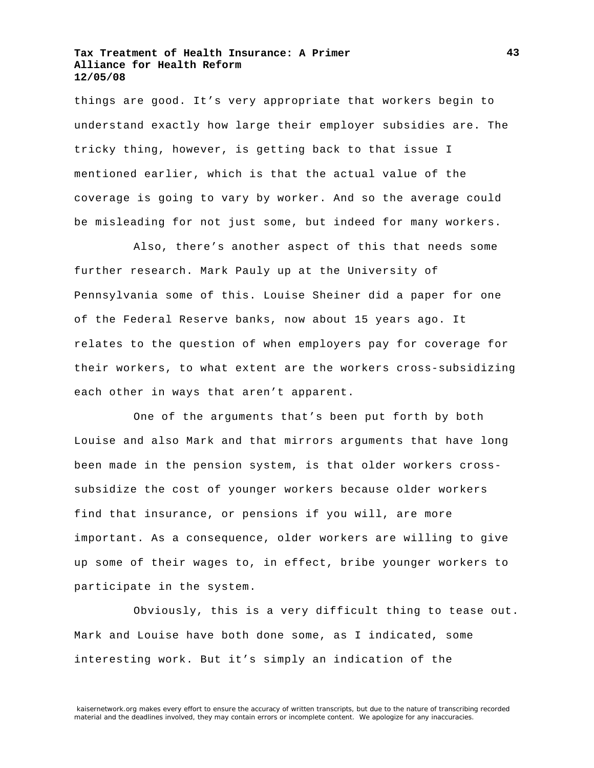things are good. It's very appropriate that workers begin to understand exactly how large their employer subsidies are. The tricky thing, however, is getting back to that issue I mentioned earlier, which is that the actual value of the coverage is going to vary by worker. And so the average could be misleading for not just some, but indeed for many workers.

Also, there's another aspect of this that needs some further research. Mark Pauly up at the University of Pennsylvania some of this. Louise Sheiner did a paper for one of the Federal Reserve banks, now about 15 years ago. It relates to the question of when employers pay for coverage for their workers, to what extent are the workers cross-subsidizing each other in ways that aren't apparent.

One of the arguments that's been put forth by both Louise and also Mark and that mirrors arguments that have long been made in the pension system, is that older workers cross-subsidize the cost of younger workers because older workers find that insurance, or pensions if you will, are more important. As a consequence, older workers are willing to give up some of their wages to, in effect, bribe younger workers to participate in the system.

Obviously, this is a very difficult thing to tease out. Mark and Louise have both done some, as I indicated, some interesting work. But it's simply an indication of the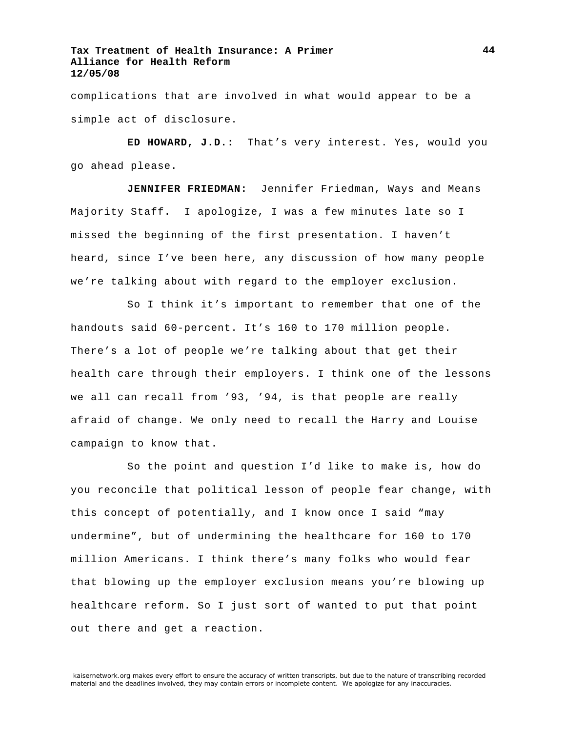complications that are involved in what would appear to be a simple act of disclosure.

**ED HOWARD, J.D.:** That's very interest. Yes, would you go ahead please.

**JENNIFER FRIEDMAN:** Jennifer Friedman, Ways and Means Majority Staff. I apologize, I was a few minutes late so I missed the beginning of the first presentation. I haven't heard, since I've been here, any discussion of how many people we're talking about with regard to the employer exclusion.

So I think it's important to remember that one of the handouts said 60-percent. It's 160 to 170 million people. There's a lot of people we're talking about that get their health care through their employers. I think one of the lessons we all can recall from '93, '94, is that people are really afraid of change. We only need to recall the Harry and Louise campaign to know that.

So the point and question I'd like to make is, how do you reconcile that political lesson of people fear change, with this concept of potentially, and I know once I said "may undermine", but of undermining the healthcare for 160 to 170 million Americans. I think there's many folks who would fear that blowing up the employer exclusion means you're blowing up healthcare reform. So I just sort of wanted to put that point out there and get a reaction.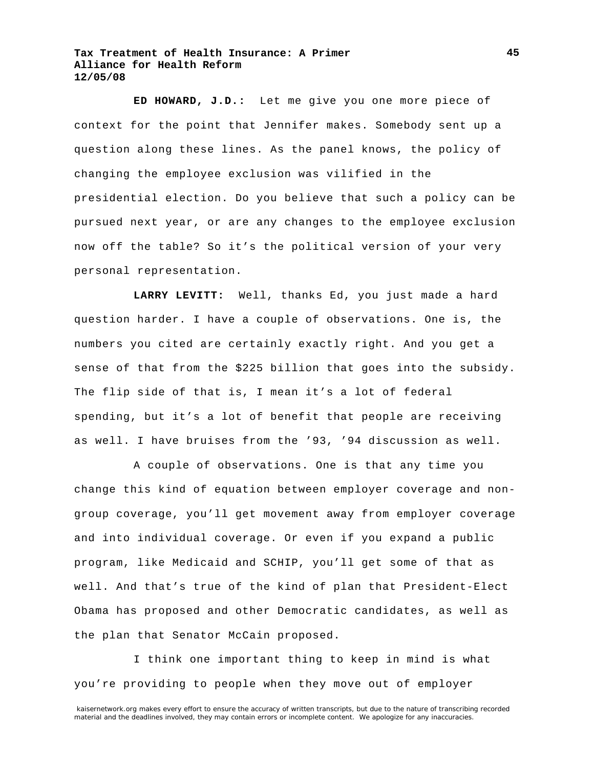**ED HOWARD, J.D.:** Let me give you one more piece of context for the point that Jennifer makes. Somebody sent up a question along these lines. As the panel knows, the policy of changing the employee exclusion was vilified in the presidential election. Do you believe that such a policy can be pursued next year, or are any changes to the employee exclusion now off the table? So it's the political version of your very personal representation.

**LARRY LEVITT:** Well, thanks Ed, you just made a hard question harder. I have a couple of observations. One is, the numbers you cited are certainly exactly right. And you get a sense of that from the $225 billion that goes into the subsidy. The flip side of that is, I mean it's a lot of federal spending, but it's a lot of benefit that people are receiving as well. I have bruises from the '93, '94 discussion as well.

A couple of observations. One is that any time you change this kind of equation between employer coverage and non-group coverage, you'll get movement away from employer coverage and into individual coverage. Or even if you expand a public program, like Medicaid and SCHIP, you'll get some of that as well. And that's true of the kind of plan that President-Elect Obama has proposed and other Democratic candidates, as well as the plan that Senator McCain proposed.

I think one important thing to keep in mind is what you're providing to people when they move out of employer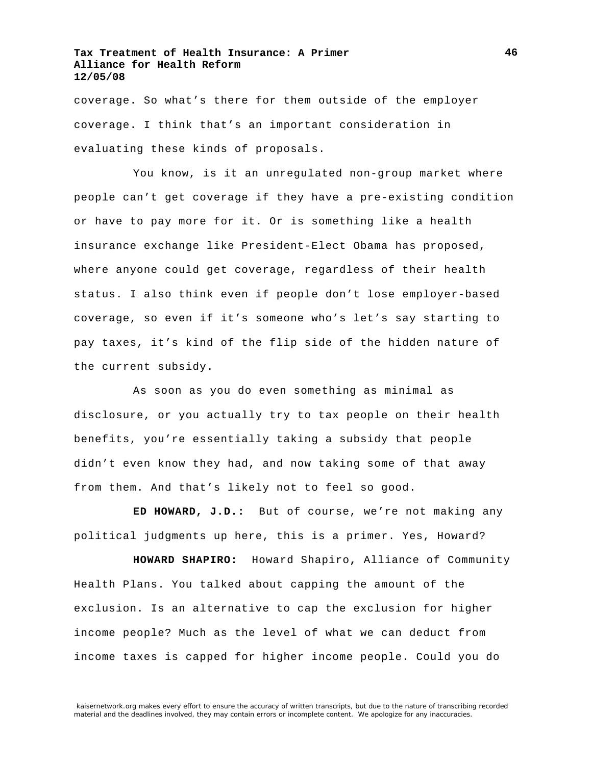coverage. So what's there for them outside of the employer coverage. I think that's an important consideration in evaluating these kinds of proposals.

You know, is it an unregulated non-group market where people can't get coverage if they have a pre-existing condition or have to pay more for it. Or is something like a health insurance exchange like President-Elect Obama has proposed, where anyone could get coverage, regardless of their health status. I also think even if people don't lose employer-based coverage, so even if it's someone who's let's say starting to pay taxes, it's kind of the flip side of the hidden nature of the current subsidy.

As soon as you do even something as minimal as disclosure, or you actually try to tax people on their health benefits, you're essentially taking a subsidy that people didn't even know they had, and now taking some of that away from them. And that's likely not to feel so good.

**ED HOWARD, J.D.:** But of course, we're not making any political judgments up here, this is a primer. Yes, Howard?

**HOWARD SHAPIRO:** Howard Shapiro, Alliance of Community Health Plans. You talked about capping the amount of the exclusion. Is an alternative to cap the exclusion for higher income people? Much as the level of what we can deduct from income taxes is capped for higher income people. Could you do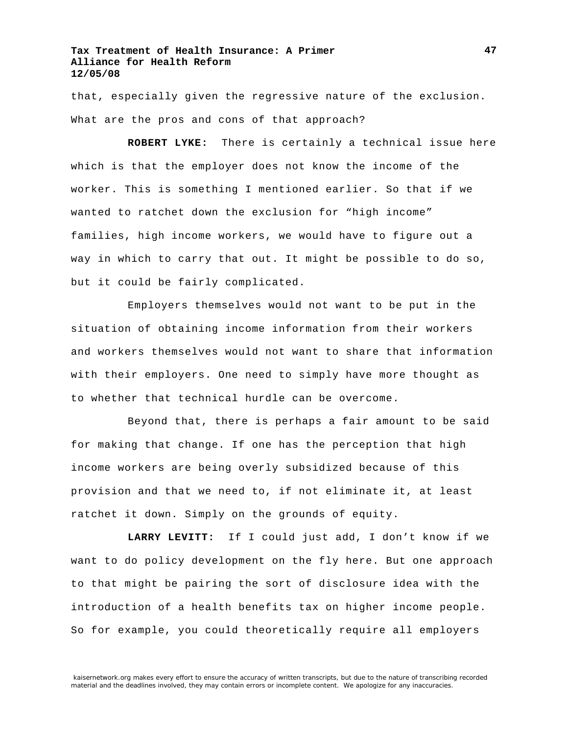that, especially given the regressive nature of the exclusion. What are the pros and cons of that approach?

**ROBERT LYKE:** There is certainly a technical issue here which is that the employer does not know the income of the worker. This is something I mentioned earlier. So that if we wanted to ratchet down the exclusion for "high income" families, high income workers, we would have to figure out a way in which to carry that out. It might be possible to do so, but it could be fairly complicated.

Employers themselves would not want to be put in the situation of obtaining income information from their workers and workers themselves would not want to share that information with their employers. One need to simply have more thought as to whether that technical hurdle can be overcome.

Beyond that, there is perhaps a fair amount to be said for making that change. If one has the perception that high income workers are being overly subsidized because of this provision and that we need to, if not eliminate it, at least ratchet it down. Simply on the grounds of equity.

**LARRY LEVITT:** If I could just add, I don't know if we want to do policy development on the fly here. But one approach to that might be pairing the sort of disclosure idea with the introduction of a health benefits tax on higher income people. So for example, you could theoretically require all employers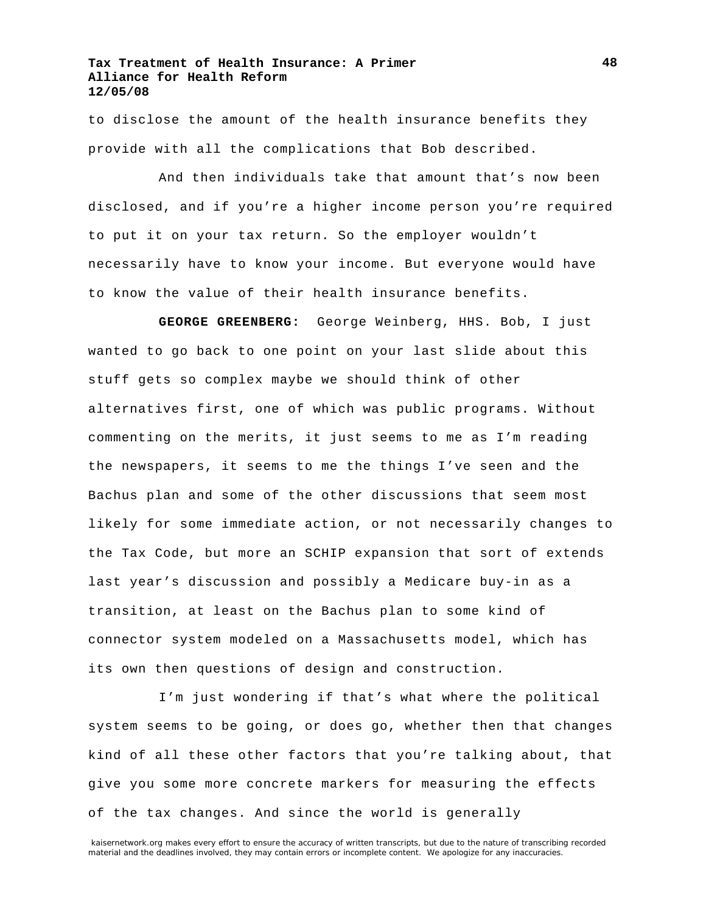to disclose the amount of the health insurance benefits they provide with all the complications that Bob described.

And then individuals take that amount that's now been disclosed, and if you're a higher income person you're required to put it on your tax return. So the employer wouldn't necessarily have to know your income. But everyone would have to know the value of their health insurance benefits.

**GEORGE GREENBERG:** George Weinberg, HHS. Bob, I just wanted to go back to one point on your last slide about this stuff gets so complex maybe we should think of other alternatives first, one of which was public programs. Without commenting on the merits, it just seems to me as I'm reading the newspapers, it seems to me the things I've seen and the Bachus plan and some of the other discussions that seem most likely for some immediate action, or not necessarily changes to the Tax Code, but more an SCHIP expansion that sort of extends last year's discussion and possibly a Medicare buy-in as a transition, at least on the Bachus plan to some kind of connector system modeled on a Massachusetts model, which has its own then questions of design and construction.

I'm just wondering if that's what where the political system seems to be going, or does go, whether then that changes kind of all these other factors that you're talking about, that give you some more concrete markers for measuring the effects of the tax changes. And since the world is generally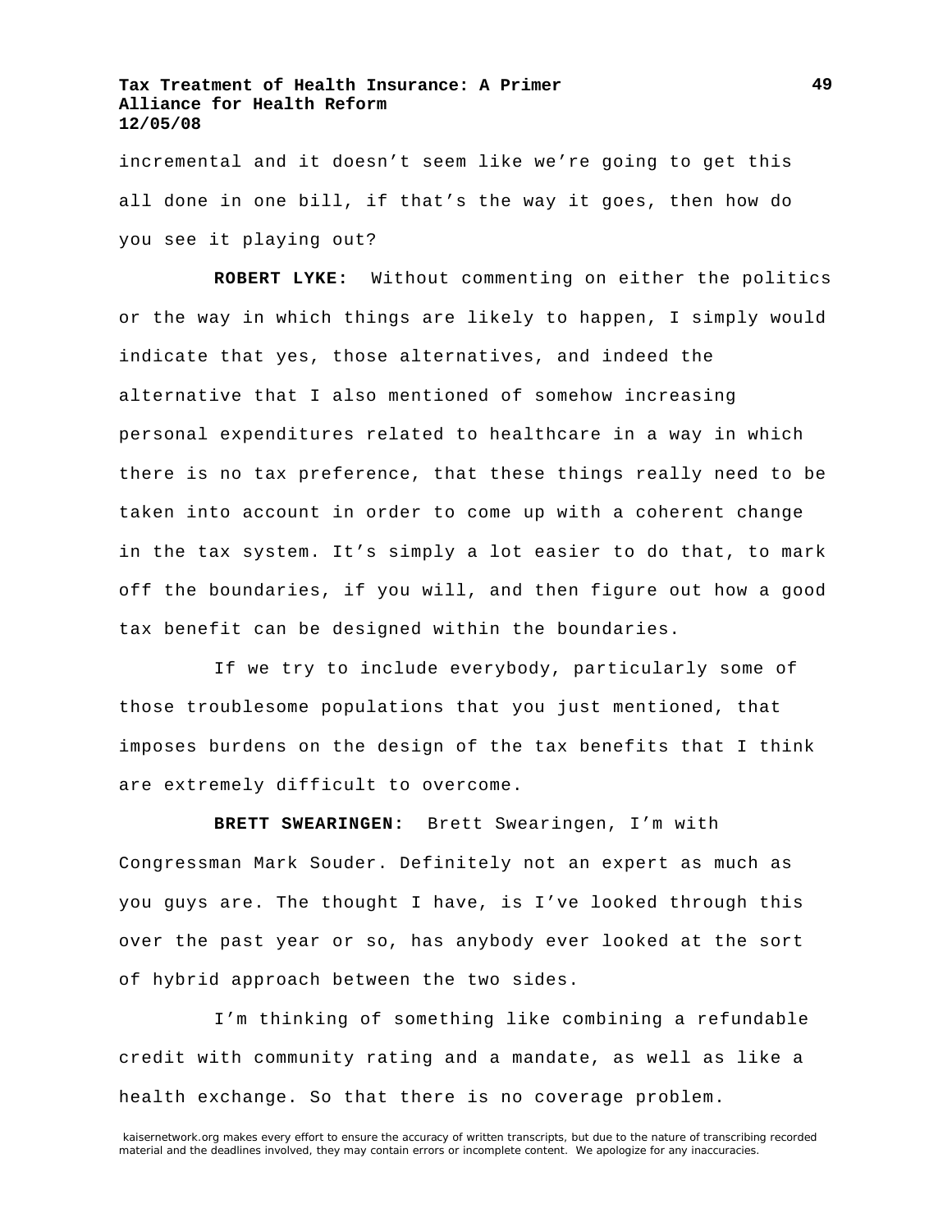incremental and it doesn't seem like we're going to get this all done in one bill, if that's the way it goes, then how do you see it playing out?

**ROBERT LYKE:** Without commenting on either the politics or the way in which things are likely to happen, I simply would indicate that yes, those alternatives, and indeed the alternative that I also mentioned of somehow increasing personal expenditures related to healthcare in a way in which there is no tax preference, that these things really need to be taken into account in order to come up with a coherent change in the tax system. It's simply a lot easier to do that, to mark off the boundaries, if you will, and then figure out how a good tax benefit can be designed within the boundaries.

If we try to include everybody, particularly some of those troublesome populations that you just mentioned, that imposes burdens on the design of the tax benefits that I think are extremely difficult to overcome.

**BRETT SWEARINGEN:** Brett Swearingen, I'm with Congressman Mark Souder. Definitely not an expert as much as you guys are. The thought I have, is I've looked through this over the past year or so, has anybody ever looked at the sort of hybrid approach between the two sides.

I'm thinking of something like combining a refundable credit with community rating and a mandate, as well as like a health exchange. So that there is no coverage problem.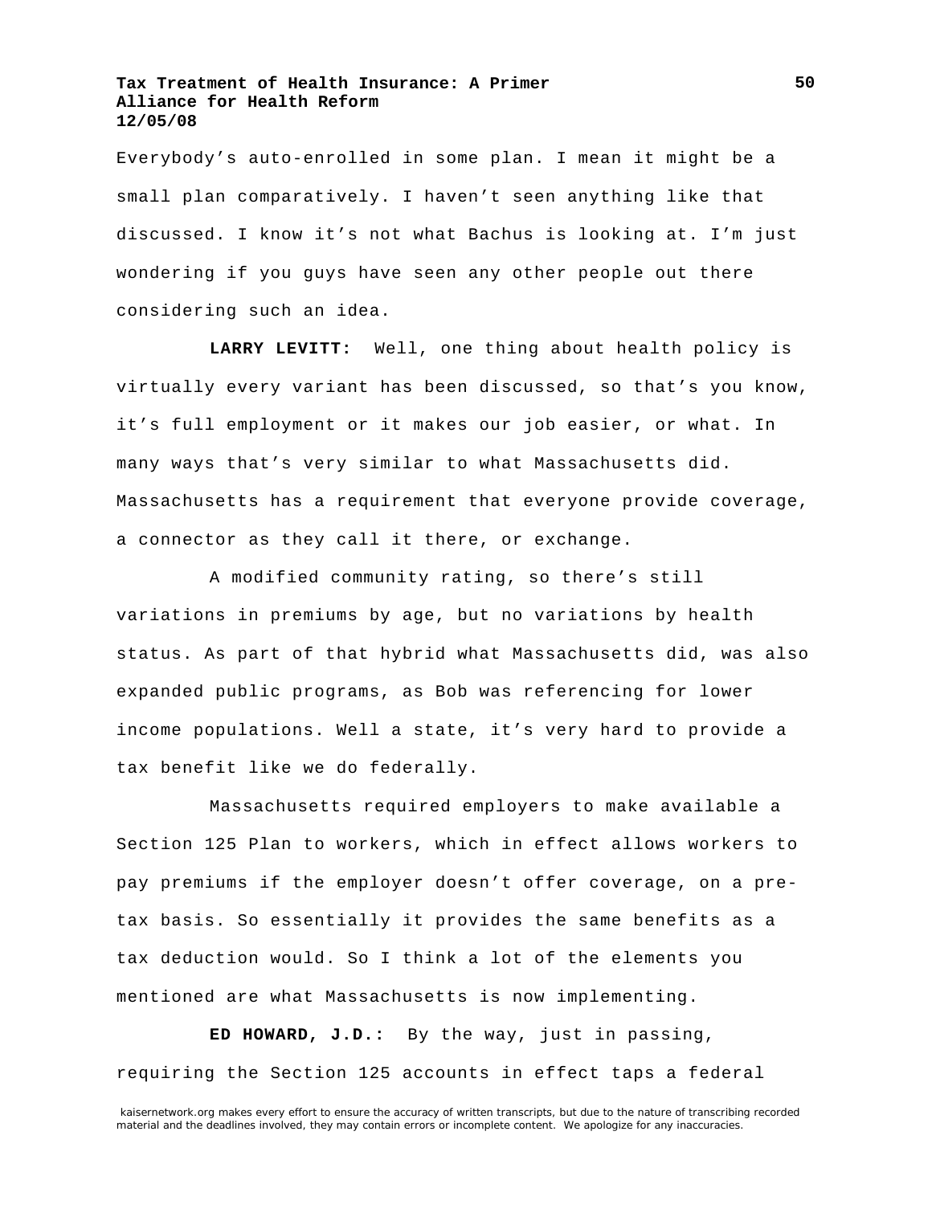Everybody's auto-enrolled in some plan. I mean it might be a small plan comparatively. I haven't seen anything like that discussed. I know it's not what Bachus is looking at. I'm just wondering if you guys have seen any other people out there considering such an idea.

**LARRY LEVITT:** Well, one thing about health policy is virtually every variant has been discussed, so that's you know, it's full employment or it makes our job easier, or what. In many ways that's very similar to what Massachusetts did. Massachusetts has a requirement that everyone provide coverage, a connector as they call it there, or exchange.

A modified community rating, so there's still variations in premiums by age, but no variations by health status. As part of that hybrid what Massachusetts did, was also expanded public programs, as Bob was referencing for lower income populations. Well a state, it's very hard to provide a tax benefit like we do federally.

Massachusetts required employers to make available a Section 125 Plan to workers, which in effect allows workers to pay premiums if the employer doesn't offer coverage, on a pre-tax basis. So essentially it provides the same benefits as a tax deduction would. So I think a lot of the elements you mentioned are what Massachusetts is now implementing.

**ED HOWARD, J.D.:** By the way, just in passing, requiring the Section 125 accounts in effect taps a federal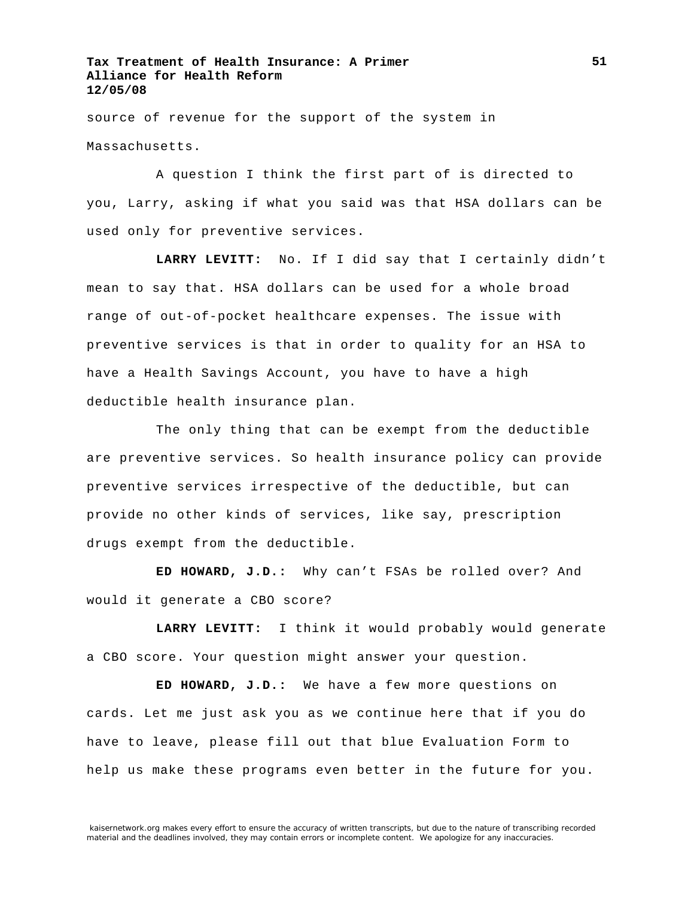source of revenue for the support of the system in Massachusetts.

A question I think the first part of is directed to you, Larry, asking if what you said was that HSA dollars can be used only for preventive services.

**LARRY LEVITT:** No. If I did say that I certainly didn't mean to say that. HSA dollars can be used for a whole broad range of out-of-pocket healthcare expenses. The issue with preventive services is that in order to quality for an HSA to have a Health Savings Account, you have to have a high deductible health insurance plan.

The only thing that can be exempt from the deductible are preventive services. So health insurance policy can provide preventive services irrespective of the deductible, but can provide no other kinds of services, like say, prescription drugs exempt from the deductible.

**ED HOWARD, J.D.:** Why can't FSAs be rolled over? And would it generate a CBO score?

**LARRY LEVITT:** I think it would probably would generate a CBO score. Your question might answer your question.

**ED HOWARD, J.D.:** We have a few more questions on cards. Let me just ask you as we continue here that if you do have to leave, please fill out that blue Evaluation Form to help us make these programs even better in the future for you.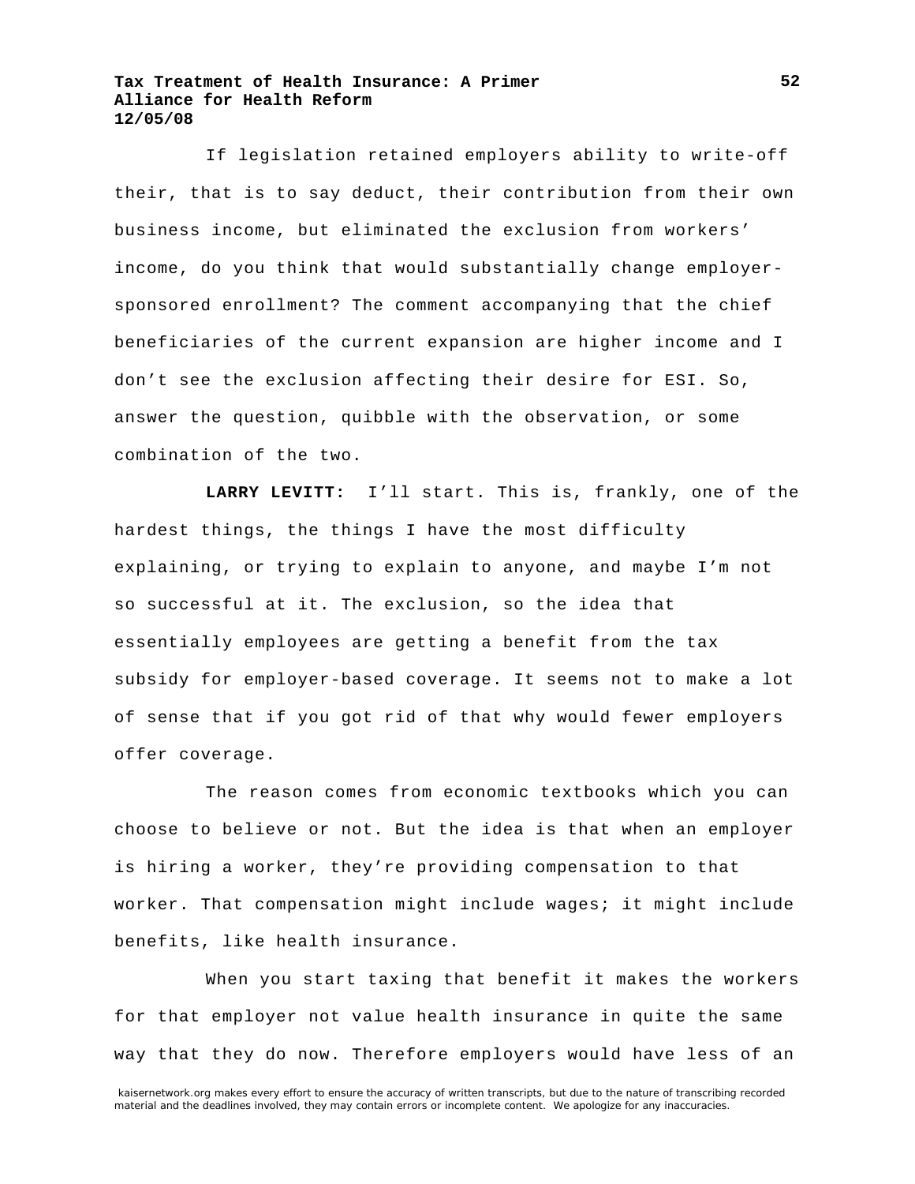If legislation retained employers ability to write-off their, that is to say deduct, their contribution from their own business income, but eliminated the exclusion from workers' income, do you think that would substantially change employer-sponsored enrollment? The comment accompanying that the chief beneficiaries of the current expansion are higher income and I don't see the exclusion affecting their desire for ESI. So, answer the question, quibble with the observation, or some combination of the two.

**LARRY LEVITT:** I'll start. This is, frankly, one of the hardest things, the things I have the most difficulty explaining, or trying to explain to anyone, and maybe I'm not so successful at it. The exclusion, so the idea that essentially employees are getting a benefit from the tax subsidy for employer-based coverage. It seems not to make a lot of sense that if you got rid of that why would fewer employers offer coverage.

The reason comes from economic textbooks which you can choose to believe or not. But the idea is that when an employer is hiring a worker, they're providing compensation to that worker. That compensation might include wages; it might include benefits, like health insurance.

When you start taxing that benefit it makes the workers for that employer not value health insurance in quite the same way that they do now. Therefore employers would have less of an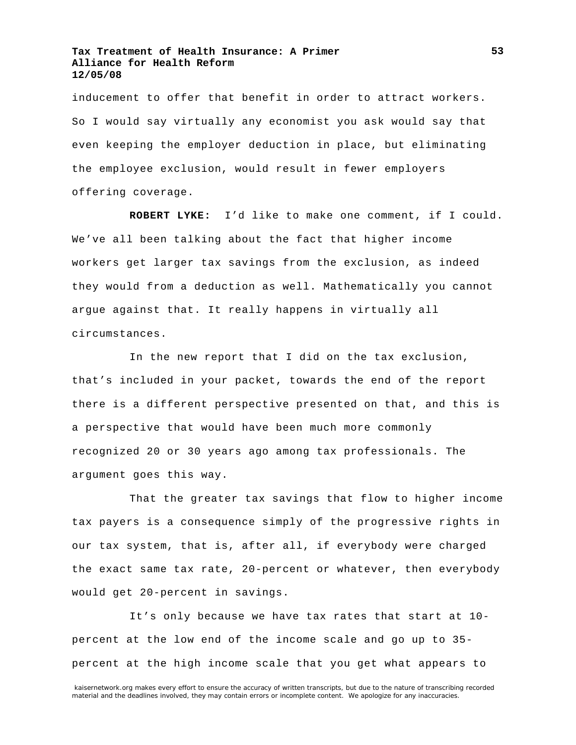inducement to offer that benefit in order to attract workers. So I would say virtually any economist you ask would say that even keeping the employer deduction in place, but eliminating the employee exclusion, would result in fewer employers offering coverage.

**ROBERT LYKE:** I'd like to make one comment, if I could. We've all been talking about the fact that higher income workers get larger tax savings from the exclusion, as indeed they would from a deduction as well. Mathematically you cannot argue against that. It really happens in virtually all circumstances.

In the new report that I did on the tax exclusion, that's included in your packet, towards the end of the report there is a different perspective presented on that, and this is a perspective that would have been much more commonly recognized 20 or 30 years ago among tax professionals. The argument goes this way.

That the greater tax savings that flow to higher income tax payers is a consequence simply of the progressive rights in our tax system, that is, after all, if everybody were charged the exact same tax rate, 20-percent or whatever, then everybody would get 20-percent in savings.

It's only because we have tax rates that start at 10-percent at the low end of the income scale and go up to 35-percent at the high income scale that you get what appears to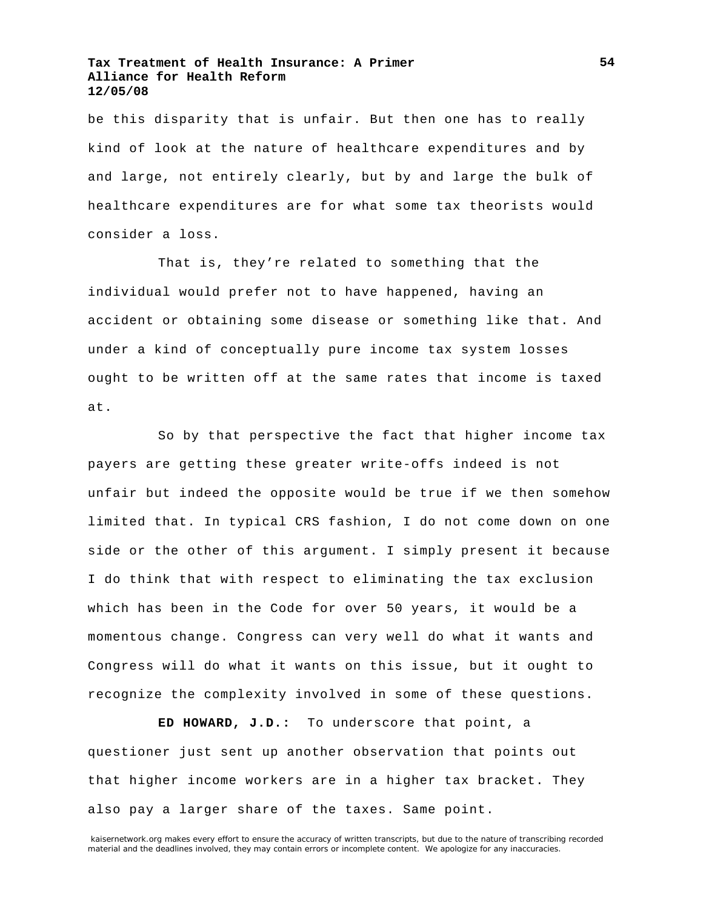be this disparity that is unfair. But then one has to really kind of look at the nature of healthcare expenditures and by and large, not entirely clearly, but by and large the bulk of healthcare expenditures are for what some tax theorists would consider a loss.

That is, they're related to something that the individual would prefer not to have happened, having an accident or obtaining some disease or something like that. And under a kind of conceptually pure income tax system losses ought to be written off at the same rates that income is taxed at.

So by that perspective the fact that higher income tax payers are getting these greater write-offs indeed is not unfair but indeed the opposite would be true if we then somehow limited that. In typical CRS fashion, I do not come down on one side or the other of this argument. I simply present it because I do think that with respect to eliminating the tax exclusion which has been in the Code for over 50 years, it would be a momentous change. Congress can very well do what it wants and Congress will do what it wants on this issue, but it ought to recognize the complexity involved in some of these questions.

**ED HOWARD, J.D.:** To underscore that point, a questioner just sent up another observation that points out that higher income workers are in a higher tax bracket. They also pay a larger share of the taxes. Same point.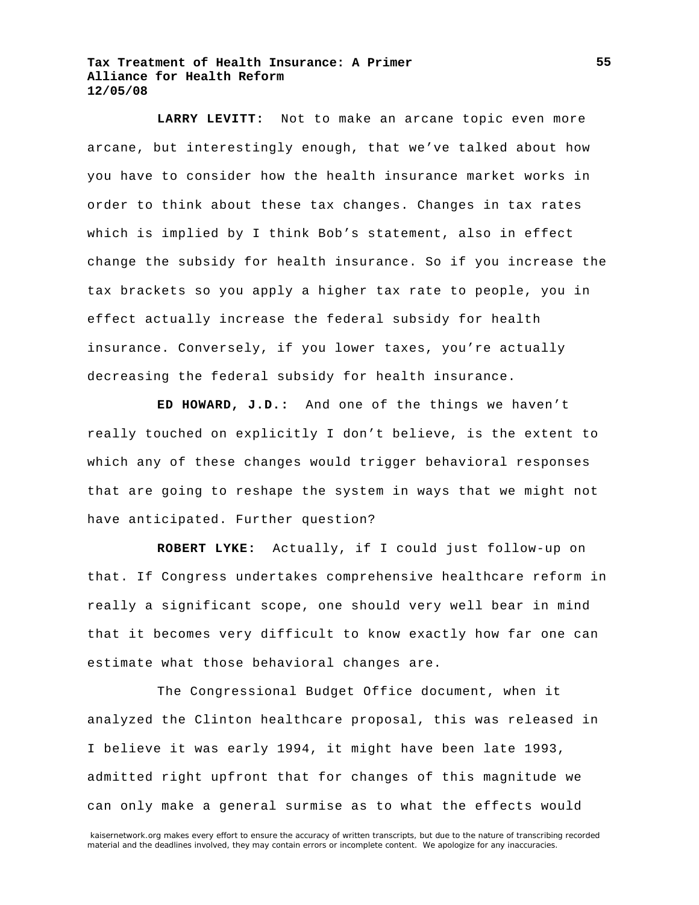**LARRY LEVITT:** Not to make an arcane topic even more arcane, but interestingly enough, that we've talked about how you have to consider how the health insurance market works in order to think about these tax changes. Changes in tax rates which is implied by I think Bob's statement, also in effect change the subsidy for health insurance. So if you increase the tax brackets so you apply a higher tax rate to people, you in effect actually increase the federal subsidy for health insurance. Conversely, if you lower taxes, you're actually decreasing the federal subsidy for health insurance.

**ED HOWARD, J.D.:** And one of the things we haven't really touched on explicitly I don't believe, is the extent to which any of these changes would trigger behavioral responses that are going to reshape the system in ways that we might not have anticipated. Further question?

**ROBERT LYKE:** Actually, if I could just follow-up on that. If Congress undertakes comprehensive healthcare reform in really a significant scope, one should very well bear in mind that it becomes very difficult to know exactly how far one can estimate what those behavioral changes are.

The Congressional Budget Office document, when it analyzed the Clinton healthcare proposal, this was released in I believe it was early 1994, it might have been late 1993, admitted right upfront that for changes of this magnitude we can only make a general surmise as to what the effects would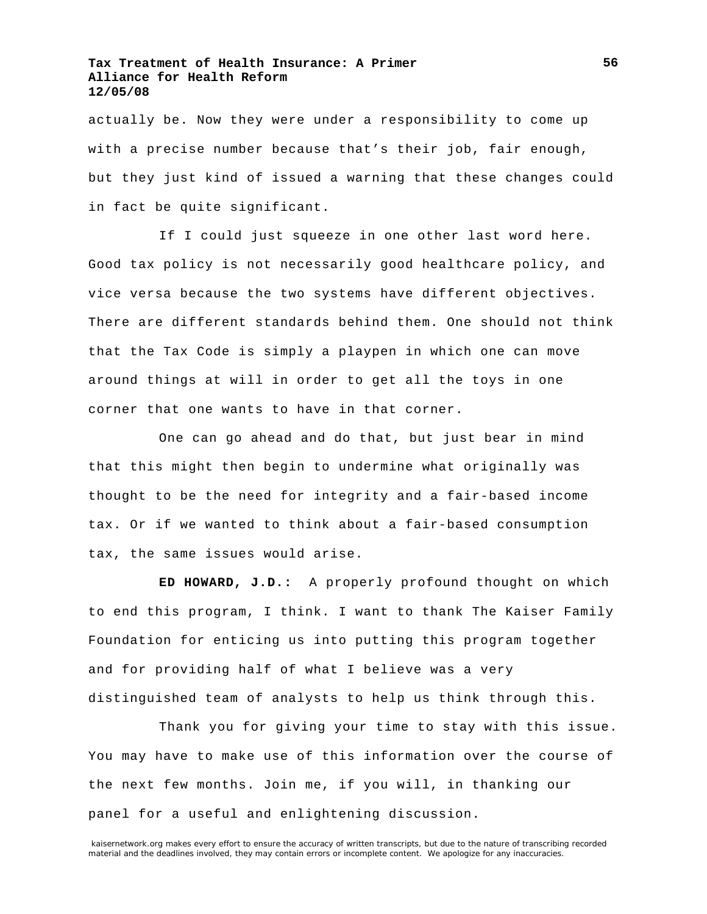actually be. Now they were under a responsibility to come up with a precise number because that's their job, fair enough, but they just kind of issued a warning that these changes could in fact be quite significant.

If I could just squeeze in one other last word here. Good tax policy is not necessarily good healthcare policy, and vice versa because the two systems have different objectives. There are different standards behind them. One should not think that the Tax Code is simply a playpen in which one can move around things at will in order to get all the toys in one corner that one wants to have in that corner.

One can go ahead and do that, but just bear in mind that this might then begin to undermine what originally was thought to be the need for integrity and a fair-based income tax. Or if we wanted to think about a fair-based consumption tax, the same issues would arise.

**ED HOWARD, J.D.:** A properly profound thought on which to end this program, I think. I want to thank The Kaiser Family Foundation for enticing us into putting this program together and for providing half of what I believe was a very distinguished team of analysts to help us think through this.

Thank you for giving your time to stay with this issue. You may have to make use of this information over the course of the next few months. Join me, if you will, in thanking our panel for a useful and enlightening discussion.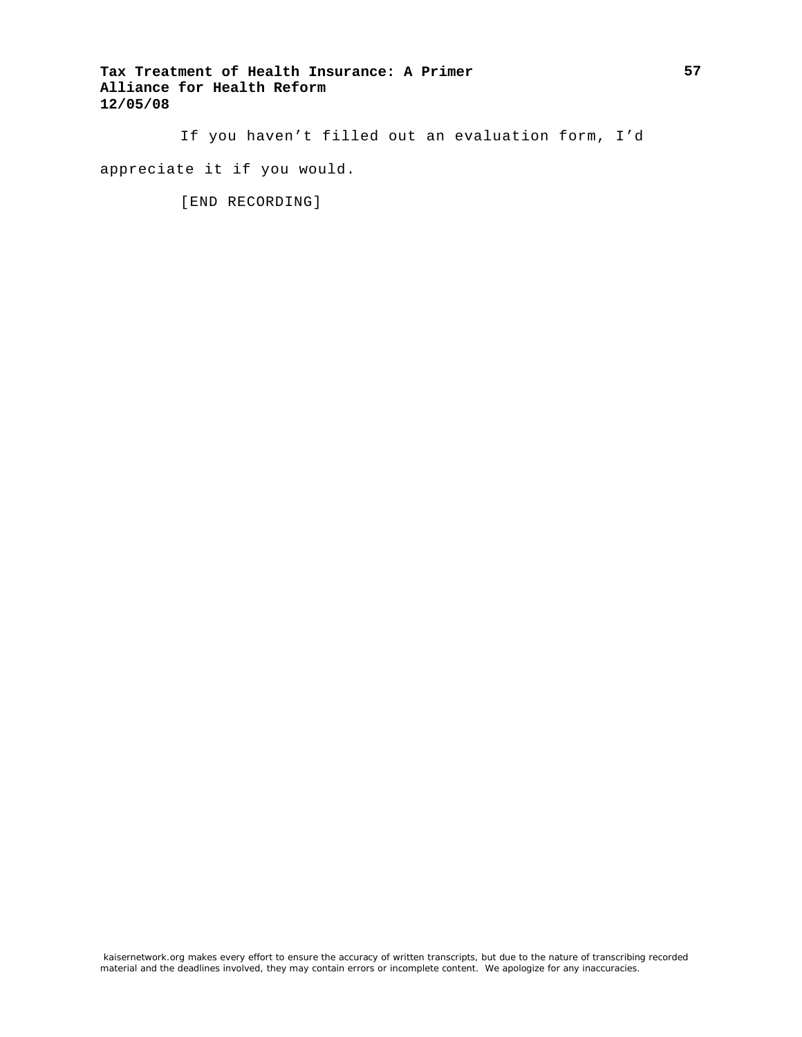If you haven’t filled out an evaluation form, I’d appreciate it if you would.

[END RECORDING]